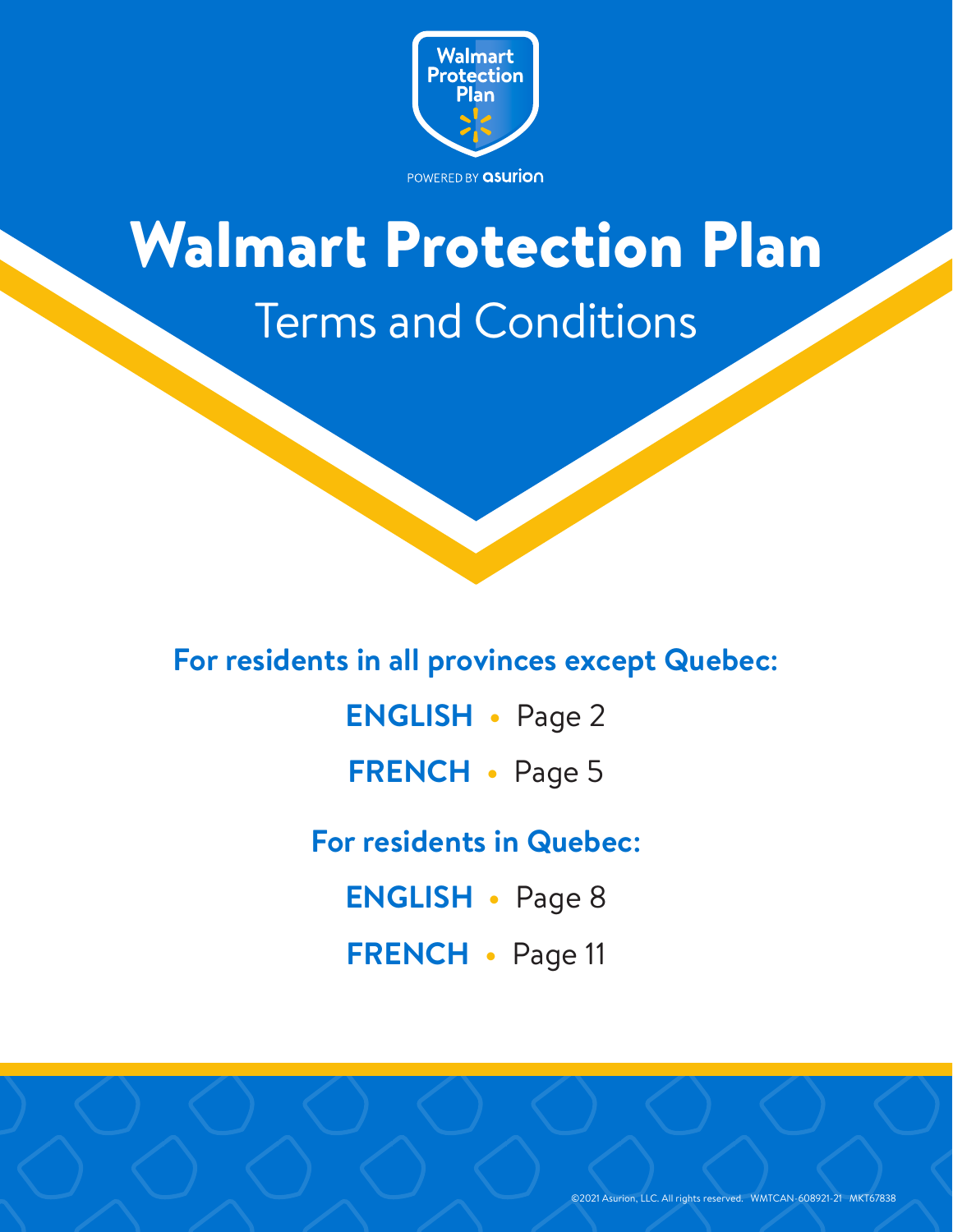Walmart Protection Plan

POWERED BY asurion

# Walmart Protection Plan

## Terms and Conditions

**For residents in all provinces except Quebec:**

**ENGLISH** • Page 2

**FRENCH** • Page 5

**For residents in Quebec:**

**ENGLISH** • Page 8

**FRENCH** • Page 11

©2021 Asurion, LLC. All rights reserved. WMTCAN-608921-21 MKT67838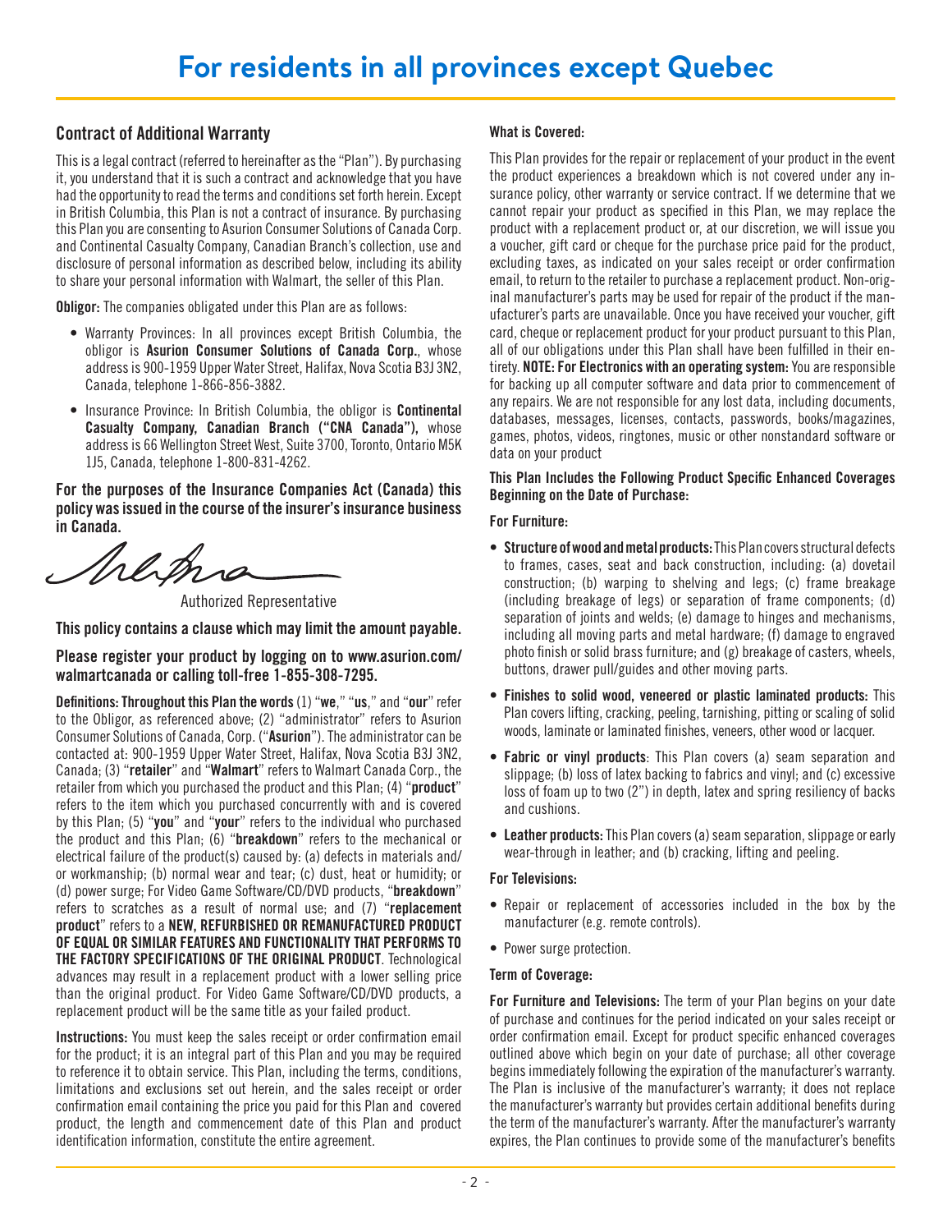# For residents in all provinces except Quebec

## Contract of Additional Warranty

This is a legal contract (referred to hereinafter as the "Plan"). By purchasing it, you understand that it is such a contract and acknowledge that you have had the opportunity to read the terms and conditions set forth herein. Except in British Columbia, this Plan is not a contract of insurance. By purchasing this Plan you are consenting to Asurion Consumer Solutions of Canada Corp. and Continental Casualty Company, Canadian Branch's collection, use and disclosure of personal information as described below, including its ability to share your personal information with Walmart, the seller of this Plan.

**Obligor:** The companies obligated under this Plan are as follows:

- Warranty Provinces: In all provinces except British Columbia, the obligor is **Asurion Consumer Solutions of Canada Corp.**, whose address is 900-1959 Upper Water Street, Halifax, Nova Scotia B3J 3N2, Canada, telephone 1-866-856-3882.
- Insurance Province: In British Columbia, the obligor is **Continental Casualty Company, Canadian Branch ("CNA Canada"),** whose address is 66 Wellington Street West, Suite 3700, Toronto, Ontario M5K 1J5, Canada, telephone 1-800-831-4262.

**For the purposes of the Insurance Companies Act (Canada) this policy was issued in the course of the insurer's insurance business in Canada.**

Authorized Representative

**This policy contains a clause which may limit the amount payable.**

**Please register your product by logging on to www.asurion.com/walmartcanada or calling toll-free 1-855-308-7295.**

**Definitions: Throughout this Plan the words** (1) "**we**," "**us**," and "**our**" refer to the Obligor, as referenced above; (2) "administrator" refers to Asurion Consumer Solutions of Canada, Corp. ("**Asurion**"). The administrator can be contacted at: 900-1959 Upper Water Street, Halifax, Nova Scotia B3J 3N2, Canada; (3) "**retailer**" and "**Walmart**" refers to Walmart Canada Corp., the retailer from which you purchased the product and this Plan; (4) "**product**" refers to the item which you purchased concurrently with and is covered by this Plan; (5) "**you**" and "**your**" refers to the individual who purchased the product and this Plan; (6) "**breakdown**" refers to the mechanical or electrical failure of the product(s) caused by: (a) defects in materials and/or workmanship; (b) normal wear and tear; (c) dust, heat or humidity; or (d) power surge; For Video Game Software/CD/DVD products, "**breakdown**" refers to scratches as a result of normal use; and (7) "**replacement product**" refers to a **NEW, REFURBISHED OR REMANUFACTURED PRODUCT OF EQUAL OR SIMILAR FEATURES AND FUNCTIONALITY THAT PERFORMS TO THE FACTORY SPECIFICATIONS OF THE ORIGINAL PRODUCT**. Technological advances may result in a replacement product with a lower selling price than the original product. For Video Game Software/CD/DVD products, a replacement product will be the same title as your failed product.

**Instructions:** You must keep the sales receipt or order confirmation email for the product; it is an integral part of this Plan and you may be required to reference it to obtain service. This Plan, including the terms, conditions, limitations and exclusions set out herein, and the sales receipt or order confirmation email containing the price you paid for this Plan and covered product, the length and commencement date of this Plan and product identification information, constitute the entire agreement.

### What is Covered:

This Plan provides for the repair or replacement of your product in the event the product experiences a breakdown which is not covered under any insurance policy, other warranty or service contract. If we determine that we cannot repair your product as specified in this Plan, we may replace the product with a replacement product or, at our discretion, we will issue you a voucher, gift card or cheque for the purchase price paid for the product, excluding taxes, as indicated on your sales receipt or order confirmation email, to return to the retailer to purchase a replacement product. Non-original manufacturer's parts may be used for repair of the product if the manufacturer's parts are unavailable. Once you have received your voucher, gift card, cheque or replacement product for your product pursuant to this Plan, all of our obligations under this Plan shall have been fulfilled in their entirety. **NOTE: For Electronics with an operating system:** You are responsible for backing up all computer software and data prior to commencement of any repairs. We are not responsible for any lost data, including documents, databases, messages, licenses, contacts, passwords, books/magazines, games, photos, videos, ringtones, music or other nonstandard software or data on your product

### This Plan Includes the Following Product Specific Enhanced Coverages Beginning on the Date of Purchase:

**For Furniture:**

- **Structure of wood and metal products:** This Plan covers structural defects to frames, cases, seat and back construction, including: (a) dovetail construction; (b) warping to shelving and legs; (c) frame breakage (including breakage of legs) or separation of frame components; (d) separation of joints and welds; (e) damage to hinges and mechanisms, including all moving parts and metal hardware; (f) damage to engraved photo finish or solid brass furniture; and (g) breakage of casters, wheels, buttons, drawer pull/guides and other moving parts.
- **Finishes to solid wood, veneered or plastic laminated products:** This Plan covers lifting, cracking, peeling, tarnishing, pitting or scaling of solid woods, laminate or laminated finishes, veneers, other wood or lacquer.
- **Fabric or vinyl products**: This Plan covers (a) seam separation and slippage; (b) loss of latex backing to fabrics and vinyl; and (c) excessive loss of foam up to two (2") in depth, latex and spring resiliency of backs and cushions.
- **Leather products:** This Plan covers (a) seam separation, slippage or early wear-through in leather; and (b) cracking, lifting and peeling.

**For Televisions:**

- Repair or replacement of accessories included in the box by the manufacturer (e.g. remote controls).
- Power surge protection.

### Term of Coverage:

**For Furniture and Televisions:** The term of your Plan begins on your date of purchase and continues for the period indicated on your sales receipt or order confirmation email. Except for product specific enhanced coverages outlined above which begin on your date of purchase; all other coverage begins immediately following the expiration of the manufacturer's warranty. The Plan is inclusive of the manufacturer's warranty; it does not replace the manufacturer's warranty but provides certain additional benefits during the term of the manufacturer's warranty. After the manufacturer's warranty expires, the Plan continues to provide some of the manufacturer's benefits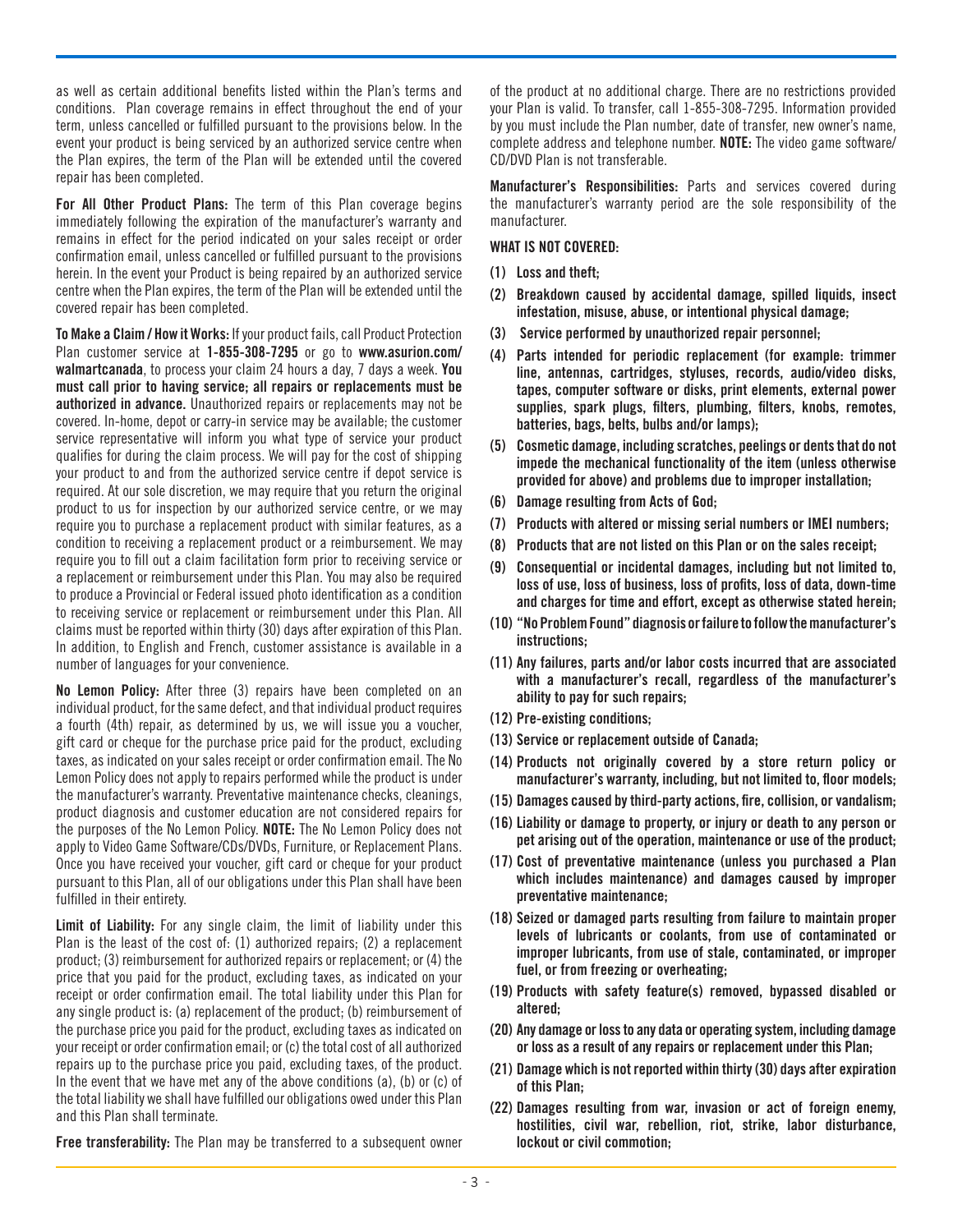as well as certain additional benefits listed within the Plan's terms and conditions. Plan coverage remains in effect throughout the end of your term, unless cancelled or fulfilled pursuant to the provisions below. In the event your product is being serviced by an authorized service centre when the Plan expires, the term of the Plan will be extended until the covered repair has been completed.

**For All Other Product Plans:** The term of this Plan coverage begins immediately following the expiration of the manufacturer's warranty and remains in effect for the period indicated on your sales receipt or order confirmation email, unless cancelled or fulfilled pursuant to the provisions herein. In the event your Product is being repaired by an authorized service centre when the Plan expires, the term of the Plan will be extended until the covered repair has been completed.

**To Make a Claim / How it Works:** If your product fails, call Product Protection Plan customer service at **1-855-308-7295** or go to **www.asurion.com/walmartcanada**, to process your claim 24 hours a day, 7 days a week. **You must call prior to having service; all repairs or replacements must be authorized in advance.** Unauthorized repairs or replacements may not be covered. In-home, depot or carry-in service may be available; the customer service representative will inform you what type of service your product qualifies for during the claim process. We will pay for the cost of shipping your product to and from the authorized service centre if depot service is required. At our sole discretion, we may require that you return the original product to us for inspection by our authorized service centre, or we may require you to purchase a replacement product with similar features, as a condition to receiving a replacement product or a reimbursement. We may require you to fill out a claim facilitation form prior to receiving service or a replacement or reimbursement under this Plan. You may also be required to produce a Provincial or Federal issued photo identification as a condition to receiving service or replacement or reimbursement under this Plan. All claims must be reported within thirty (30) days after expiration of this Plan. In addition, to English and French, customer assistance is available in a number of languages for your convenience.

**No Lemon Policy:** After three (3) repairs have been completed on an individual product, for the same defect, and that individual product requires a fourth (4th) repair, as determined by us, we will issue you a voucher, gift card or cheque for the purchase price paid for the product, excluding taxes, as indicated on your sales receipt or order confirmation email. The No Lemon Policy does not apply to repairs performed while the product is under the manufacturer's warranty. Preventative maintenance checks, cleanings, product diagnosis and customer education are not considered repairs for the purposes of the No Lemon Policy. **NOTE:** The No Lemon Policy does not apply to Video Game Software/CDs/DVDs, Furniture, or Replacement Plans. Once you have received your voucher, gift card or cheque for your product pursuant to this Plan, all of our obligations under this Plan shall have been fulfilled in their entirety.

**Limit of Liability:** For any single claim, the limit of liability under this Plan is the least of the cost of: (1) authorized repairs; (2) a replacement product; (3) reimbursement for authorized repairs or replacement; or (4) the price that you paid for the product, excluding taxes, as indicated on your receipt or order confirmation email. The total liability under this Plan for any single product is: (a) replacement of the product; (b) reimbursement of the purchase price you paid for the product, excluding taxes as indicated on your receipt or order confirmation email; or (c) the total cost of all authorized repairs up to the purchase price you paid, excluding taxes, of the product. In the event that we have met any of the above conditions (a), (b) or (c) of the total liability we shall have fulfilled our obligations owed under this Plan and this Plan shall terminate.

**Free transferability:** The Plan may be transferred to a subsequent owner of the product at no additional charge. There are no restrictions provided your Plan is valid. To transfer, call 1-855-308-7295. Information provided by you must include the Plan number, date of transfer, new owner's name, complete address and telephone number. **NOTE:** The video game software/CD/DVD Plan is not transferable.

**Manufacturer's Responsibilities:** Parts and services covered during the manufacturer's warranty period are the sole responsibility of the manufacturer.

**WHAT IS NOT COVERED:**

**(1) Loss and theft;**

**(2) Breakdown caused by accidental damage, spilled liquids, insect infestation, misuse, abuse, or intentional physical damage;**

**(3) Service performed by unauthorized repair personnel;**

**(4) Parts intended for periodic replacement (for example: trimmer line, antennas, cartridges, styluses, records, audio/video disks, tapes, computer software or disks, print elements, external power supplies, spark plugs, filters, plumbing, filters, knobs, remotes, batteries, bags, belts, bulbs and/or lamps);**

**(5) Cosmetic damage, including scratches, peelings or dents that do not impede the mechanical functionality of the item (unless otherwise provided for above) and problems due to improper installation;**

**(6) Damage resulting from Acts of God;**

**(7) Products with altered or missing serial numbers or IMEI numbers;**

**(8) Products that are not listed on this Plan or on the sales receipt;**

**(9) Consequential or incidental damages, including but not limited to, loss of use, loss of business, loss of profits, loss of data, down-time and charges for time and effort, except as otherwise stated herein;**

**(10) "No Problem Found" diagnosis or failure to follow the manufacturer's instructions;**

**(11) Any failures, parts and/or labor costs incurred that are associated with a manufacturer's recall, regardless of the manufacturer's ability to pay for such repairs;**

**(12) Pre-existing conditions;**

**(13) Service or replacement outside of Canada;**

**(14) Products not originally covered by a store return policy or manufacturer's warranty, including, but not limited to, floor models;**

**(15) Damages caused by third-party actions, fire, collision, or vandalism;**

**(16) Liability or damage to property, or injury or death to any person or pet arising out of the operation, maintenance or use of the product;**

**(17) Cost of preventative maintenance (unless you purchased a Plan which includes maintenance) and damages caused by improper preventative maintenance;**

**(18) Seized or damaged parts resulting from failure to maintain proper levels of lubricants or coolants, from use of contaminated or improper lubricants, from use of stale, contaminated, or improper fuel, or from freezing or overheating;**

**(19) Products with safety feature(s) removed, bypassed disabled or altered;**

**(20) Any damage or loss to any data or operating system, including damage or loss as a result of any repairs or replacement under this Plan;**

**(21) Damage which is not reported within thirty (30) days after expiration of this Plan;**

**(22) Damages resulting from war, invasion or act of foreign enemy, hostilities, civil war, rebellion, riot, strike, labor disturbance, lockout or civil commotion;**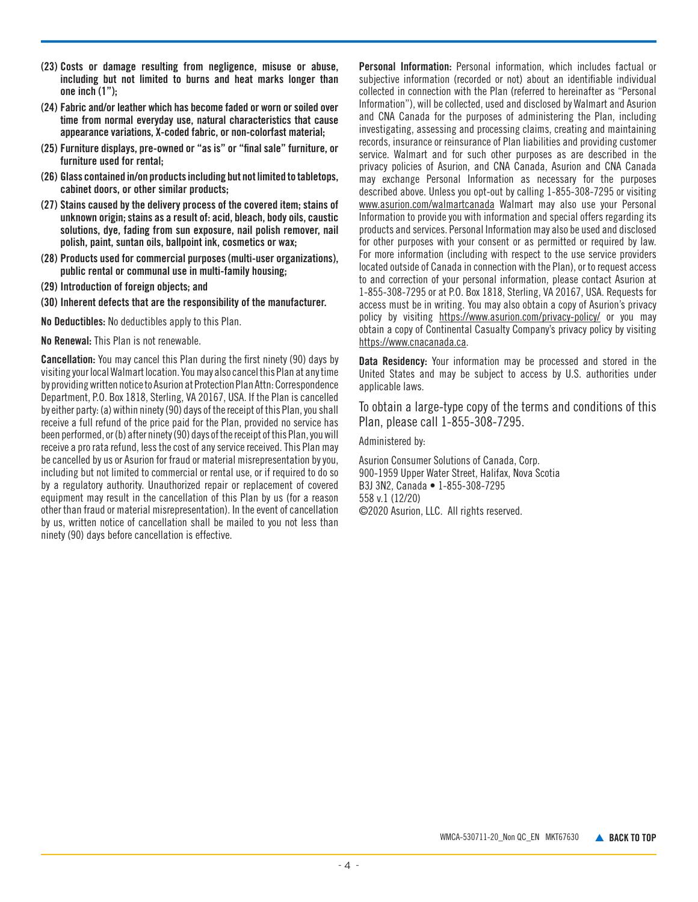**(23) Costs or damage resulting from negligence, misuse or abuse, including but not limited to burns and heat marks longer than one inch (1");**

**(24) Fabric and/or leather which has become faded or worn or soiled over time from normal everyday use, natural characteristics that cause appearance variations, X-coded fabric, or non-colorfast material;**

**(25) Furniture displays, pre-owned or "as is" or "final sale" furniture, or furniture used for rental;**

**(26) Glass contained in/on products including but not limited to tabletops, cabinet doors, or other similar products;**

**(27) Stains caused by the delivery process of the covered item; stains of unknown origin; stains as a result of: acid, bleach, body oils, caustic solutions, dye, fading from sun exposure, nail polish remover, nail polish, paint, suntan oils, ballpoint ink, cosmetics or wax;**

**(28) Products used for commercial purposes (multi-user organizations), public rental or communal use in multi-family housing;**

**(29) Introduction of foreign objects; and**

**(30) Inherent defects that are the responsibility of the manufacturer.**

**No Deductibles:** No deductibles apply to this Plan.

**No Renewal:** This Plan is not renewable.

**Cancellation:** You may cancel this Plan during the first ninety (90) days by visiting your local Walmart location. You may also cancel this Plan at any time by providing written notice to Asurion at Protection Plan Attn: Correspondence Department, P.O. Box 1818, Sterling, VA 20167, USA. If the Plan is cancelled by either party: (a) within ninety (90) days of the receipt of this Plan, you shall receive a full refund of the price paid for the Plan, provided no service has been performed, or (b) after ninety (90) days of the receipt of this Plan, you will receive a pro rata refund, less the cost of any service received. This Plan may be cancelled by us or Asurion for fraud or material misrepresentation by you, including but not limited to commercial or rental use, or if required to do so by a regulatory authority. Unauthorized repair or replacement of covered equipment may result in the cancellation of this Plan by us (for a reason other than fraud or material misrepresentation). In the event of cancellation by us, written notice of cancellation shall be mailed to you not less than ninety (90) days before cancellation is effective.

**Personal Information:** Personal information, which includes factual or subjective information (recorded or not) about an identifiable individual collected in connection with the Plan (referred to hereinafter as "Personal Information"), will be collected, used and disclosed by Walmart and Asurion and CNA Canada for the purposes of administering the Plan, including investigating, assessing and processing claims, creating and maintaining records, insurance or reinsurance of Plan liabilities and providing customer service. Walmart and for such other purposes as are described in the privacy policies of Asurion, and CNA Canada, Asurion and CNA Canada may exchange Personal Information as necessary for the purposes described above. Unless you opt-out by calling 1-855-308-7295 or visiting www.asurion.com/walmartcanada Walmart may also use your Personal Information to provide you with information and special offers regarding its products and services. Personal Information may also be used and disclosed for other purposes with your consent or as permitted or required by law. For more information (including with respect to the use service providers located outside of Canada in connection with the Plan), or to request access to and correction of your personal information, please contact Asurion at 1-855-308-7295 or at P.O. Box 1818, Sterling, VA 20167, USA. Requests for access must be in writing. You may also obtain a copy of Asurion's privacy policy by visiting https://www.asurion.com/privacy-policy/ or you may obtain a copy of Continental Casualty Company's privacy policy by visiting https://www.cnacanada.ca.

**Data Residency:** Your information may be processed and stored in the United States and may be subject to access by U.S. authorities under applicable laws.

To obtain a large-type copy of the terms and conditions of this Plan, please call 1-855-308-7295.

Administered by:

Asurion Consumer Solutions of Canada, Corp.
900-1959 Upper Water Street, Halifax, Nova Scotia
B3J 3N2, Canada • 1-855-308-7295
558 v.1 (12/20)
©2020 Asurion, LLC. All rights reserved.

WMCA-530711-20_Non QC_EN MKT67630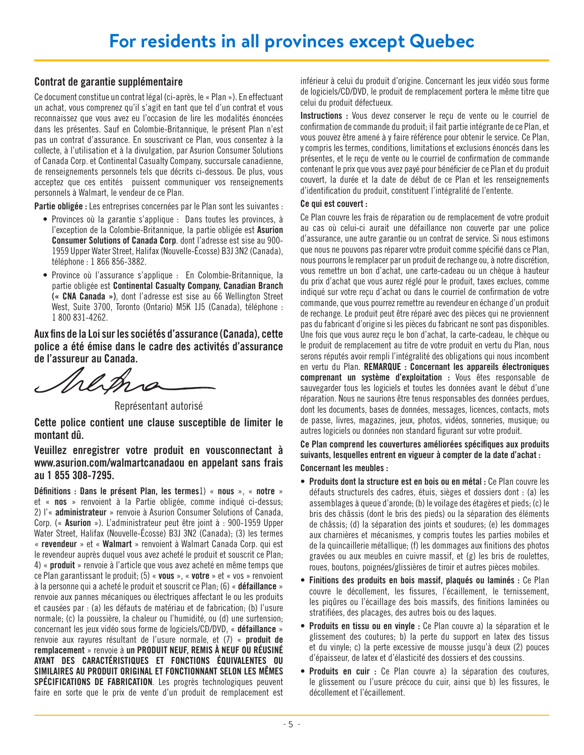# For residents in all provinces except Quebec

## Contrat de garantie supplémentaire

Ce document constitue un contrat légal (ci-après, le « Plan »). En effectuant un achat, vous comprenez qu'il s'agit en tant que tel d'un contrat et vous reconnaissez que vous avez eu l'occasion de lire les modalités énoncées dans les présentes. Sauf en Colombie-Britannique, le présent Plan n'est pas un contrat d'assurance. En souscrivant ce Plan, vous consentez à la collecte, à l'utilisation et à la divulgation, par Asurion Consumer Solutions of Canada Corp. et Continental Casualty Company, succursale canadienne, de renseignements personnels tels que décrits ci-dessous. De plus, vous acceptez que ces entités puissent communiquer vos renseignements personnels à Walmart, le vendeur de ce Plan.

**Partie obligée :** Les entreprises concernées par le Plan sont les suivantes :

- Provinces où la garantie s'applique : Dans toutes les provinces, à l'exception de la Colombie-Britannique, la partie obligée est **Asurion Consumer Solutions of Canada Corp**. dont l'adresse est sise au 900-1959 Upper Water Street, Halifax (Nouvelle-Écosse) B3J 3N2 (Canada), téléphone : 1 866 856-3882.
- Province où l'assurance s'applique : En Colombie-Britannique, la partie obligée est **Continental Casualty Company, Canadian Branch (« CNA Canada »)**, dont l'adresse est sise au 66 Wellington Street West, Suite 3700, Toronto (Ontario) M5K 1J5 (Canada), téléphone : 1 800 831-4262.

**Aux fins de la Loi sur les sociétés d'assurance (Canada), cette police a été émise dans le cadre des activités d'assurance de l'assureur au Canada.**

Représentant autorisé

**Cette police contient une clause susceptible de limiter le montant dû.**

**Veuillez enregistrer votre produit en vousconnectant à www.asurion.com/walmartcanadaou en appelant sans frais au 1 855 308-7295.**

**Définitions : Dans le présent Plan, les termes**1) « **nous** », « **notre** » et « **nos** » renvoient à la Partie obligée, comme indiqué ci-dessus; 2) l'« **administrateur** » renvoie à Asurion Consumer Solutions of Canada, Corp. (« **Asurion** »). L'administrateur peut être joint à : 900-1959 Upper Water Street, Halifax (Nouvelle-Écosse) B3J 3N2 (Canada); (3) les termes « **revendeur** » et « **Walmart** » renvoient à Walmart Canada Corp. qui est le revendeur auprès duquel vous avez acheté le produit et souscrit ce Plan; 4) « **produit** » renvoie à l'article que vous avez acheté en même temps que ce Plan garantissant le produit; (5) « **vous** », « **votre** » et « vos » renvoient à la personne qui a acheté le produit et souscrit ce Plan; (6) « **défaillance** » renvoie aux pannes mécaniques ou électriques affectant le ou les produits et causées par : (a) les défauts de matériau et de fabrication; (b) l'usure normale; (c) la poussière, la chaleur ou l'humidité, ou (d) une surtension; concernant les jeux vidéo sous forme de logiciels/CD/DVD, « **défaillance** » renvoie aux rayures résultant de l'usure normale, et (7) « **produit de remplacement** » renvoie à **un PRODUIT NEUF, REMIS À NEUF OU RÉUSINÉ AYANT DES CARACTÉRISTIQUES ET FONCTIONS ÉQUIVALENTES OU SIMILAIRES AU PRODUIT ORIGINAL ET FONCTIONNANT SELON LES MÊMES SPÉCIFICATIONS DE FABRICATION**. Les progrès technologiques peuvent faire en sorte que le prix de vente d'un produit de remplacement est inférieur à celui du produit d'origine. Concernant les jeux vidéo sous forme de logiciels/CD/DVD, le produit de remplacement portera le même titre que celui du produit défectueux.

**Instructions :** Vous devez conserver le reçu de vente ou le courriel de confirmation de commande du produit; il fait partie intégrante de ce Plan, et vous pouvez être amené à y faire référence pour obtenir le service. Ce Plan, y compris les termes, conditions, limitations et exclusions énoncés dans les présentes, et le reçu de vente ou le courriel de confirmation de commande contenant le prix que vous avez payé pour bénéficier de ce Plan et du produit couvert, la durée et la date de début de ce Plan et les renseignements d'identification du produit, constituent l'intégralité de l'entente.

**Ce qui est couvert :**

Ce Plan couvre les frais de réparation ou de remplacement de votre produit au cas où celui-ci aurait une défaillance non couverte par une police d'assurance, une autre garantie ou un contrat de service. Si nous estimons que nous ne pouvons pas réparer votre produit comme spécifié dans ce Plan, nous pourrons le remplacer par un produit de rechange ou, à notre discrétion, vous remettre un bon d'achat, une carte-cadeau ou un chèque à hauteur du prix d'achat que vous aurez réglé pour le produit, taxes exclues, comme indiqué sur votre reçu d'achat ou dans le courriel de confirmation de votre commande, que vous pourrez remettre au revendeur en échange d'un produit de rechange. Le produit peut être réparé avec des pièces qui ne proviennent pas du fabricant d'origine si les pièces du fabricant ne sont pas disponibles. Une fois que vous aurez reçu le bon d'achat, la carte-cadeau, le chèque ou le produit de remplacement au titre de votre produit en vertu du Plan, nous serons réputés avoir rempli l'intégralité des obligations qui nous incombent en vertu du Plan. **REMARQUE : Concernant les appareils électroniques comprenant un système d'exploitation :** Vous êtes responsable de sauvegarder tous les logiciels et toutes les données avant le début d'une réparation. Nous ne saurions être tenus responsables des données perdues, dont les documents, bases de données, messages, licences, contacts, mots de passe, livres, magazines, jeux, photos, vidéos, sonneries, musique; ou autres logiciels ou données non standard figurant sur votre produit.

**Ce Plan comprend les couvertures améliorées spécifiques aux produits suivants, lesquelles entrent en vigueur à compter de la date d'achat :**

**Concernant les meubles :**

- **Produits dont la structure est en bois ou en métal :** Ce Plan couvre les défauts structurels des cadres, étuis, sièges et dossiers dont : (a) les assemblages à queue d'aronde; (b) le voilage des étagères et pieds; (c) le bris des châssis (dont le bris des pieds) ou la séparation des éléments de châssis; (d) la séparation des joints et soudures; (e) les dommages aux charnières et mécanismes, y compris toutes les parties mobiles et de la quincaillerie métallique; (f) les dommages aux finitions des photos gravées ou aux meubles en cuivre massif, et (g) les bris de roulettes, roues, boutons, poignées/glissières de tiroir et autres pièces mobiles.
- **Finitions des produits en bois massif, plaqués ou laminés :** Ce Plan couvre le décollement, les fissures, l'écaillement, le ternissement, les piqûres ou l'écaillage des bois massifs, des finitions laminées ou stratifiées, des placages, des autres bois ou des laques.
- **Produits en tissu ou en vinyle :** Ce Plan couvre a) la séparation et le glissement des coutures; b) la perte du support en latex des tissus et du vinyle; c) la perte excessive de mousse jusqu'à deux (2) pouces d'épaisseur, de latex et d'élasticité des dossiers et des coussins.
- **Produits en cuir :** Ce Plan couvre a) la séparation des coutures, le glissement ou l'usure précoce du cuir, ainsi que b) les fissures, le décollement et l'écaillement.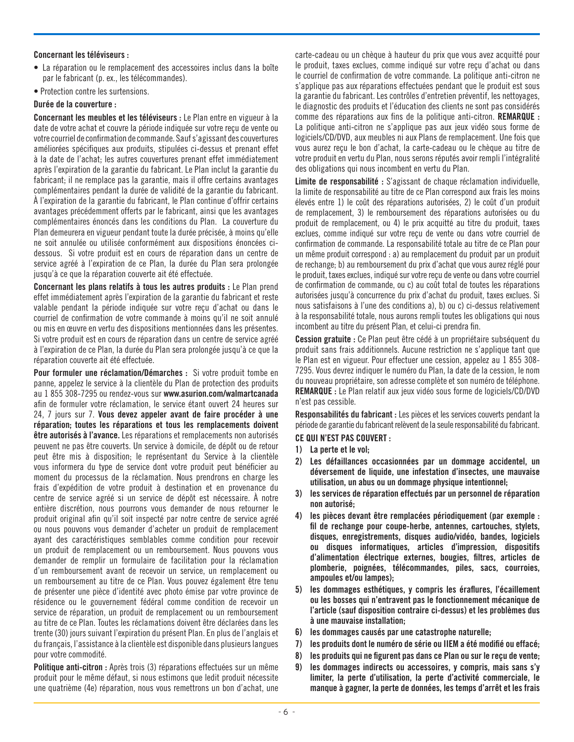**Concernant les téléviseurs :**

- La réparation ou le remplacement des accessoires inclus dans la boîte par le fabricant (p. ex., les télécommandes).
- Protection contre les surtensions.

**Durée de la couverture :**

**Concernant les meubles et les téléviseurs :** Le Plan entre en vigueur à la date de votre achat et couvre la période indiquée sur votre reçu de vente ou votre courriel de confirmation de commande. Sauf s'agissant des couvertures améliorées spécifiques aux produits, stipulées ci-dessus et prenant effet à la date de l'achat; les autres couvertures prenant effet immédiatement après l'expiration de la garantie du fabricant. Le Plan inclut la garantie du fabricant; il ne remplace pas la garantie, mais il offre certains avantages complémentaires pendant la durée de validité de la garantie du fabricant. À l'expiration de la garantie du fabricant, le Plan continue d'offrir certains avantages précédemment offerts par le fabricant, ainsi que les avantages complémentaires énoncés dans les conditions du Plan. La couverture du Plan demeurera en vigueur pendant toute la durée précisée, à moins qu'elle ne soit annulée ou utilisée conformément aux dispositions énoncées ci-dessous. Si votre produit est en cours de réparation dans un centre de service agréé à l'expiration de ce Plan, la durée du Plan sera prolongée jusqu'à ce que la réparation couverte ait été effectuée.

**Concernant les plans relatifs à tous les autres produits :** Le Plan prend effet immédiatement après l'expiration de la garantie du fabricant et reste valable pendant la période indiquée sur votre reçu d'achat ou dans le courriel de confirmation de votre commande à moins qu'il ne soit annulé ou mis en œuvre en vertu des dispositions mentionnées dans les présentes. Si votre produit est en cours de réparation dans un centre de service agréé à l'expiration de ce Plan, la durée du Plan sera prolongée jusqu'à ce que la réparation couverte ait été effectuée.

**Pour formuler une réclamation/Démarches :** Si votre produit tombe en panne, appelez le service à la clientèle du Plan de protection des produits au 1 855 308-7295 ou rendez-vous sur **www.asurion.com/walmartcanada** afin de formuler votre réclamation, le service étant ouvert 24 heures sur 24, 7 jours sur 7. **Vous devez appeler avant de faire procéder à une réparation; toutes les réparations et tous les remplacements doivent être autorisés à l'avance.** Les réparations et remplacements non autorisés peuvent ne pas être couverts. Un service à domicile, de dépôt ou de retour peut être mis à disposition; le représentant du Service à la clientèle vous informera du type de service dont votre produit peut bénéficier au moment du processus de la réclamation. Nous prendrons en charge les frais d'expédition de votre produit à destination et en provenance du centre de service agréé si un service de dépôt est nécessaire. À notre entière discrétion, nous pourrons vous demander de nous retourner le produit original afin qu'il soit inspecté par notre centre de service agréé ou nous pouvons vous demander d'acheter un produit de remplacement ayant des caractéristiques semblables comme condition pour recevoir un produit de remplacement ou un remboursement. Nous pouvons vous demander de remplir un formulaire de facilitation pour la réclamation d'un remboursement avant de recevoir un service, un remplacement ou un remboursement au titre de ce Plan. Vous pouvez également être tenu de présenter une pièce d'identité avec photo émise par votre province de résidence ou le gouvernement fédéral comme condition de recevoir un service de réparation, un produit de remplacement ou un remboursement au titre de ce Plan. Toutes les réclamations doivent être déclarées dans les trente (30) jours suivant l'expiration du présent Plan. En plus de l'anglais et du français, l'assistance à la clientèle est disponible dans plusieurs langues pour votre commodité.

**Politique anti-citron :** Après trois (3) réparations effectuées sur un même produit pour le même défaut, si nous estimons que ledit produit nécessite une quatrième (4e) réparation, nous vous remettrons un bon d'achat, une carte-cadeau ou un chèque à hauteur du prix que vous avez acquitté pour le produit, taxes exclues, comme indiqué sur votre reçu d'achat ou dans le courriel de confirmation de votre commande. La politique anti-citron ne s'applique pas aux réparations effectuées pendant que le produit est sous la garantie du fabricant. Les contrôles d'entretien préventif, les nettoyages, le diagnostic des produits et l'éducation des clients ne sont pas considérés comme des réparations aux fins de la politique anti-citron. **REMARQUE :** La politique anti-citron ne s'applique pas aux jeux vidéo sous forme de logiciels/CD/DVD, aux meubles ni aux Plans de remplacement. Une fois que vous aurez reçu le bon d'achat, la carte-cadeau ou le chèque au titre de votre produit en vertu du Plan, nous serons réputés avoir rempli l'intégralité des obligations qui nous incombent en vertu du Plan.

**Limite de responsabilité :** S'agissant de chaque réclamation individuelle, la limite de responsabilité au titre de ce Plan correspond aux frais les moins élevés entre 1) le coût des réparations autorisées, 2) le coût d'un produit de remplacement, 3) le remboursement des réparations autorisées ou du produit de remplacement, ou 4) le prix acquitté au titre du produit, taxes exclues, comme indiqué sur votre reçu de vente ou dans votre courriel de confirmation de commande. La responsabilité totale au titre de ce Plan pour un même produit correspond : a) au remplacement du produit par un produit de rechange; b) au remboursement du prix d'achat que vous avez réglé pour le produit, taxes exclues, indiqué sur votre reçu de vente ou dans votre courriel de confirmation de commande, ou c) au coût total de toutes les réparations autorisées jusqu'à concurrence du prix d'achat du produit, taxes exclues. Si nous satisfaisons à l'une des conditions a), b) ou c) ci-dessus relativement à la responsabilité totale, nous aurons rempli toutes les obligations qui nous incombent au titre du présent Plan, et celui-ci prendra fin.

**Cession gratuite :** Ce Plan peut être cédé à un propriétaire subséquent du produit sans frais additionnels. Aucune restriction ne s'applique tant que le Plan est en vigueur. Pour effectuer une cession, appelez au 1 855 308-7295. Vous devrez indiquer le numéro du Plan, la date de la cession, le nom du nouveau propriétaire, son adresse complète et son numéro de téléphone. **REMARQUE :** Le Plan relatif aux jeux vidéo sous forme de logiciels/CD/DVD n'est pas cessible.

**Responsabilités du fabricant :** Les pièces et les services couverts pendant la période de garantie du fabricant relèvent de la seule responsabilité du fabricant.

**CE QUI N'EST PAS COUVERT :**

1) **La perte et le vol;**
2) **Les défaillances occasionnées par un dommage accidentel, un déversement de liquide, une infestation d'insectes, une mauvaise utilisation, un abus ou un dommage physique intentionnel;**
3) **les services de réparation effectués par un personnel de réparation non autorisé;**
4) **les pièces devant être remplacées périodiquement (par exemple : fil de rechange pour coupe-herbe, antennes, cartouches, stylets, disques, enregistrements, disques audio/vidéo, bandes, logiciels ou disques informatiques, articles d'impression, dispositifs d'alimentation électrique externes, bougies, filtres, articles de plomberie, poignées, télécommandes, piles, sacs, courroies, ampoules et/ou lampes);**
5) **les dommages esthétiques, y compris les éraflures, l'écaillement ou les bosses qui n'entravent pas le fonctionnement mécanique de l'article (sauf disposition contraire ci-dessus) et les problèmes dus à une mauvaise installation;**
6) **les dommages causés par une catastrophe naturelle;**
7) **les produits dont le numéro de série ou IIEM a été modifié ou effacé;**
8) **les produits qui ne figurent pas dans ce Plan ou sur le reçu de vente;**
9) **les dommages indirects ou accessoires, y compris, mais sans s'y limiter, la perte d'utilisation, la perte d'activité commerciale, le manque à gagner, la perte de données, les temps d'arrêt et les frais**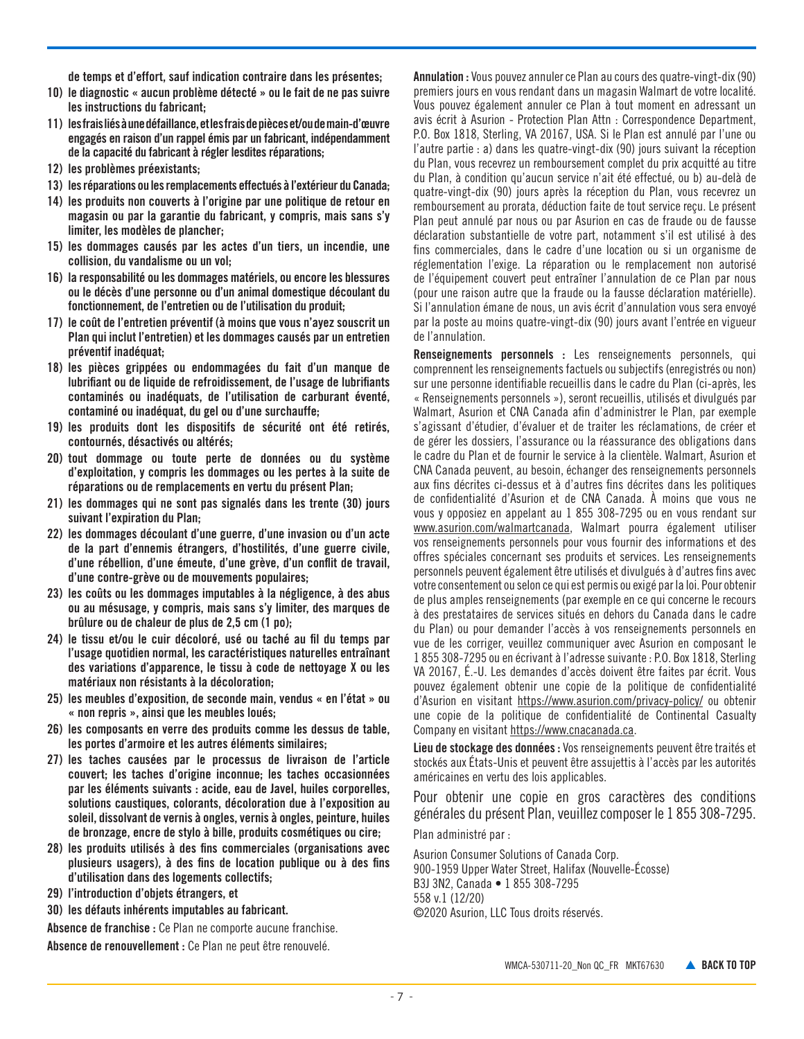**de temps et d'effort, sauf indication contraire dans les présentes;**

10) **le diagnostic « aucun problème détecté » ou le fait de ne pas suivre les instructions du fabricant;**
11) **les frais liés à une défaillance, et les frais de pièces et/ou de main-d'œuvre engagés en raison d'un rappel émis par un fabricant, indépendamment de la capacité du fabricant à régler lesdites réparations;**
12) **les problèmes préexistants;**
13) **les réparations ou les remplacements effectués à l'extérieur du Canada;**
14) **les produits non couverts à l'origine par une politique de retour en magasin ou par la garantie du fabricant, y compris, mais sans s'y limiter, les modèles de plancher;**
15) **les dommages causés par les actes d'un tiers, un incendie, une collision, du vandalisme ou un vol;**
16) **la responsabilité ou les dommages matériels, ou encore les blessures ou le décès d'une personne ou d'un animal domestique découlant du fonctionnement, de l'entretien ou de l'utilisation du produit;**
17) **le coût de l'entretien préventif (à moins que vous n'ayez souscrit un Plan qui inclut l'entretien) et les dommages causés par un entretien préventif inadéquat;**
18) **les pièces grippées ou endommagées du fait d'un manque de lubrifiant ou de liquide de refroidissement, de l'usage de lubrifiants contaminés ou inadéquats, de l'utilisation de carburant éventé, contaminé ou inadéquat, du gel ou d'une surchauffe;**
19) **les produits dont les dispositifs de sécurité ont été retirés, contournés, désactivés ou altérés;**
20) **tout dommage ou toute perte de données ou du système d'exploitation, y compris les dommages ou les pertes à la suite de réparations ou de remplacements en vertu du présent Plan;**
21) **les dommages qui ne sont pas signalés dans les trente (30) jours suivant l'expiration du Plan;**
22) **les dommages découlant d'une guerre, d'une invasion ou d'un acte de la part d'ennemis étrangers, d'hostilités, d'une guerre civile, d'une rébellion, d'une émeute, d'une grève, d'un conflit de travail, d'une contre-grève ou de mouvements populaires;**
23) **les coûts ou les dommages imputables à la négligence, à des abus ou au mésusage, y compris, mais sans s'y limiter, des marques de brûlure ou de chaleur de plus de 2,5 cm (1 po);**
24) **le tissu et/ou le cuir décoloré, usé ou taché au fil du temps par l'usage quotidien normal, les caractéristiques naturelles entraînant des variations d'apparence, le tissu à code de nettoyage X ou les matériaux non résistants à la décoloration;**
25) **les meubles d'exposition, de seconde main, vendus « en l'état » ou « non repris », ainsi que les meubles loués;**
26) **les composants en verre des produits comme les dessus de table, les portes d'armoire et les autres éléments similaires;**
27) **les taches causées par le processus de livraison de l'article couvert; les taches d'origine inconnue; les taches occasionnées par les éléments suivants : acide, eau de Javel, huiles corporelles, solutions caustiques, colorants, décoloration due à l'exposition au soleil, dissolvant de vernis à ongles, vernis à ongles, peinture, huiles de bronzage, encre de stylo à bille, produits cosmétiques ou cire;**
28) **les produits utilisés à des fins commerciales (organisations avec plusieurs usagers), à des fins de location publique ou à des fins d'utilisation dans des logements collectifs;**
29) **l'introduction d'objets étrangers, et**
30) **les défauts inhérents imputables au fabricant.**

**Absence de franchise :** Ce Plan ne comporte aucune franchise.

**Absence de renouvellement :** Ce Plan ne peut être renouvelé.

**Annulation :** Vous pouvez annuler ce Plan au cours des quatre-vingt-dix (90) premiers jours en vous rendant dans un magasin Walmart de votre localité. Vous pouvez également annuler ce Plan à tout moment en adressant un avis écrit à Asurion - Protection Plan Attn : Correspondence Department, P.O. Box 1818, Sterling, VA 20167, USA. Si le Plan est annulé par l'une ou l'autre partie : a) dans les quatre-vingt-dix (90) jours suivant la réception du Plan, vous recevrez un remboursement complet du prix acquitté au titre du Plan, à condition qu'aucun service n'ait été effectué, ou b) au-delà de quatre-vingt-dix (90) jours après la réception du Plan, vous recevrez un remboursement au prorata, déduction faite de tout service reçu. Le présent Plan peut annulé par nous ou par Asurion en cas de fraude ou de fausse déclaration substantielle de votre part, notamment s'il est utilisé à des fins commerciales, dans le cadre d'une location ou si un organisme de réglementation l'exige. La réparation ou le remplacement non autorisé de l'équipement couvert peut entraîner l'annulation de ce Plan par nous (pour une raison autre que la fraude ou la fausse déclaration matérielle). Si l'annulation émane de nous, un avis écrit d'annulation vous sera envoyé par la poste au moins quatre-vingt-dix (90) jours avant l'entrée en vigueur de l'annulation.

**Renseignements personnels :** Les renseignements personnels, qui comprennent les renseignements factuels ou subjectifs (enregistrés ou non) sur une personne identifiable recueillis dans le cadre du Plan (ci-après, les « Renseignements personnels »), seront recueillis, utilisés et divulgués par Walmart, Asurion et CNA Canada afin d'administrer le Plan, par exemple s'agissant d'étudier, d'évaluer et de traiter les réclamations, de créer et de gérer les dossiers, l'assurance ou la réassurance des obligations dans le cadre du Plan et de fournir le service à la clientèle. Walmart, Asurion et CNA Canada peuvent, au besoin, échanger des renseignements personnels aux fins décrites ci-dessus et à d'autres fins décrites dans les politiques de confidentialité d'Asurion et de CNA Canada. À moins que vous ne vous y opposiez en appelant au 1 855 308-7295 ou en vous rendant sur www.asurion.com/walmartcanada, Walmart pourra également utiliser vos renseignements personnels pour vous fournir des informations et des offres spéciales concernant ses produits et services. Les renseignements personnels peuvent également être utilisés et divulgués à d'autres fins avec votre consentement ou selon ce qui est permis ou exigé par la loi. Pour obtenir de plus amples renseignements (par exemple en ce qui concerne le recours à des prestataires de services situés en dehors du Canada dans le cadre du Plan) ou pour demander l'accès à vos renseignements personnels en vue de les corriger, veuillez communiquer avec Asurion en composant le 1 855 308-7295 ou en écrivant à l'adresse suivante : P.O. Box 1818, Sterling VA 20167, É.-U. Les demandes d'accès doivent être faites par écrit. Vous pouvez également obtenir une copie de la politique de confidentialité d'Asurion en visitant https://www.asurion.com/privacy-policy/ ou obtenir une copie de la politique de confidentialité de Continental Casualty Company en visitant https://www.cnacanada.ca.

**Lieu de stockage des données :** Vos renseignements peuvent être traités et stockés aux États-Unis et peuvent être assujettis à l'accès par les autorités américaines en vertu des lois applicables.

Pour obtenir une copie en gros caractères des conditions générales du présent Plan, veuillez composer le 1 855 308-7295.

Plan administré par :

Asurion Consumer Solutions of Canada Corp.
900-1959 Upper Water Street, Halifax (Nouvelle-Écosse)
B3J 3N2, Canada • 1 855 308-7295
558 v.1 (12/20)
©2020 Asurion, LLC Tous droits réservés.

WMCA-530711-20_Non QC_FR MKT67630 ▲ **BACK TO TOP**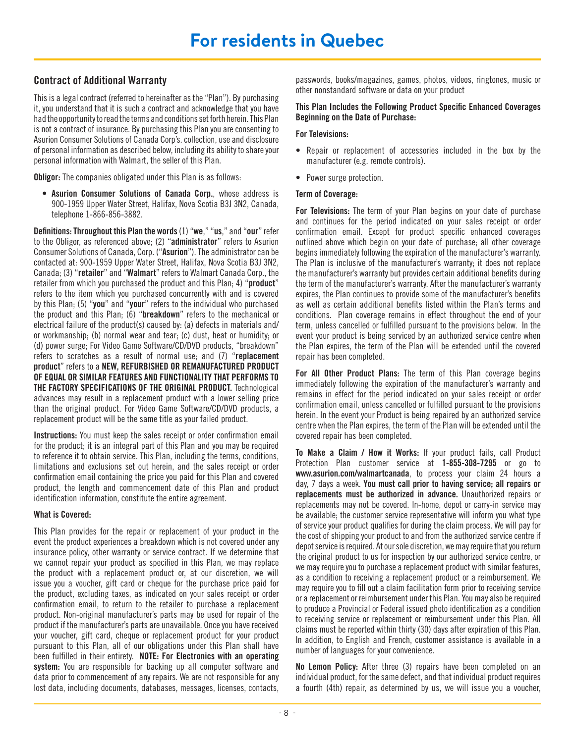# For residents in Quebec

## Contract of Additional Warranty

This is a legal contract (referred to hereinafter as the "Plan"). By purchasing it, you understand that it is such a contract and acknowledge that you have had the opportunity to read the terms and conditions set forth herein. This Plan is not a contract of insurance. By purchasing this Plan you are consenting to Asurion Consumer Solutions of Canada Corp's. collection, use and disclosure of personal information as described below, including its ability to share your personal information with Walmart, the seller of this Plan.

**Obligor:** The companies obligated under this Plan is as follows:

- **Asurion Consumer Solutions of Canada Corp.**, whose address is 900-1959 Upper Water Street, Halifax, Nova Scotia B3J 3N2, Canada, telephone 1-866-856-3882.

**Definitions: Throughout this Plan the words** (1) "**we**," "**us**," and "**our**" refer to the Obligor, as referenced above; (2) "**administrator**" refers to Asurion Consumer Solutions of Canada, Corp. ("**Asurion**"). The administrator can be contacted at: 900-1959 Upper Water Street, Halifax, Nova Scotia B3J 3N2, Canada; (3) "**retailer**" and "**Walmart**" refers to Walmart Canada Corp., the retailer from which you purchased the product and this Plan; 4) "**product**" refers to the item which you purchased concurrently with and is covered by this Plan; (5) "**you**" and "**your**" refers to the individual who purchased the product and this Plan; (6) "**breakdown**" refers to the mechanical or electrical failure of the product(s) caused by: (a) defects in materials and/or workmanship; (b) normal wear and tear; (c) dust, heat or humidity; or (d) power surge; For Video Game Software/CD/DVD products, "breakdown" refers to scratches as a result of normal use; and (7) "**replacement product**" refers to a **NEW, REFURBISHED OR REMANUFACTURED PRODUCT OF EQUAL OR SIMILAR FEATURES AND FUNCTIONALITY THAT PERFORMS TO THE FACTORY SPECIFICATIONS OF THE ORIGINAL PRODUCT.** Technological advances may result in a replacement product with a lower selling price than the original product. For Video Game Software/CD/DVD products, a replacement product will be the same title as your failed product.

**Instructions:** You must keep the sales receipt or order confirmation email for the product; it is an integral part of this Plan and you may be required to reference it to obtain service. This Plan, including the terms, conditions, limitations and exclusions set out herein, and the sales receipt or order confirmation email containing the price you paid for this Plan and covered product, the length and commencement date of this Plan and product identification information, constitute the entire agreement.

**What is Covered:**

This Plan provides for the repair or replacement of your product in the event the product experiences a breakdown which is not covered under any insurance policy, other warranty or service contract. If we determine that we cannot repair your product as specified in this Plan, we may replace the product with a replacement product or, at our discretion, we will issue you a voucher, gift card or cheque for the purchase price paid for the product, excluding taxes, as indicated on your sales receipt or order confirmation email, to return to the retailer to purchase a replacement product. Non-original manufacturer's parts may be used for repair of the product if the manufacturer's parts are unavailable. Once you have received your voucher, gift card, cheque or replacement product for your product pursuant to this Plan, all of our obligations under this Plan shall have been fulfilled in their entirety. **NOTE: For Electronics with an operating system:** You are responsible for backing up all computer software and data prior to commencement of any repairs. We are not responsible for any lost data, including documents, databases, messages, licenses, contacts, passwords, books/magazines, games, photos, videos, ringtones, music or other nonstandard software or data on your product

**This Plan Includes the Following Product Specific Enhanced Coverages Beginning on the Date of Purchase:**

**For Televisions:**

- Repair or replacement of accessories included in the box by the manufacturer (e.g. remote controls).
- Power surge protection.

**Term of Coverage:**

**For Televisions:** The term of your Plan begins on your date of purchase and continues for the period indicated on your sales receipt or order confirmation email. Except for product specific enhanced coverages outlined above which begin on your date of purchase; all other coverage begins immediately following the expiration of the manufacturer's warranty. The Plan is inclusive of the manufacturer's warranty; it does not replace the manufacturer's warranty but provides certain additional benefits during the term of the manufacturer's warranty. After the manufacturer's warranty expires, the Plan continues to provide some of the manufacturer's benefits as well as certain additional benefits listed within the Plan's terms and conditions. Plan coverage remains in effect throughout the end of your term, unless cancelled or fulfilled pursuant to the provisions below. In the event your product is being serviced by an authorized service centre when the Plan expires, the term of the Plan will be extended until the covered repair has been completed.

**For All Other Product Plans:** The term of this Plan coverage begins immediately following the expiration of the manufacturer's warranty and remains in effect for the period indicated on your sales receipt or order confirmation email, unless cancelled or fulfilled pursuant to the provisions herein. In the event your Product is being repaired by an authorized service centre when the Plan expires, the term of the Plan will be extended until the covered repair has been completed.

**To Make a Claim / How it Works:** If your product fails, call Product Protection Plan customer service at **1-855-308-7295** or go to **www.asurion.com/walmartcanada**, to process your claim 24 hours a day, 7 days a week. **You must call prior to having service; all repairs or replacements must be authorized in advance.** Unauthorized repairs or replacements may not be covered. In-home, depot or carry-in service may be available; the customer service representative will inform you what type of service your product qualifies for during the claim process. We will pay for the cost of shipping your product to and from the authorized service centre if depot service is required. At our sole discretion, we may require that you return the original product to us for inspection by our authorized service centre, or we may require you to purchase a replacement product with similar features, as a condition to receiving a replacement product or a reimbursement. We may require you to fill out a claim facilitation form prior to receiving service or a replacement or reimbursement under this Plan. You may also be required to produce a Provincial or Federal issued photo identification as a condition to receiving service or replacement or reimbursement under this Plan. All claims must be reported within thirty (30) days after expiration of this Plan. In addition, to English and French, customer assistance is available in a number of languages for your convenience.

**No Lemon Policy:** After three (3) repairs have been completed on an individual product, for the same defect, and that individual product requires a fourth (4th) repair, as determined by us, we will issue you a voucher,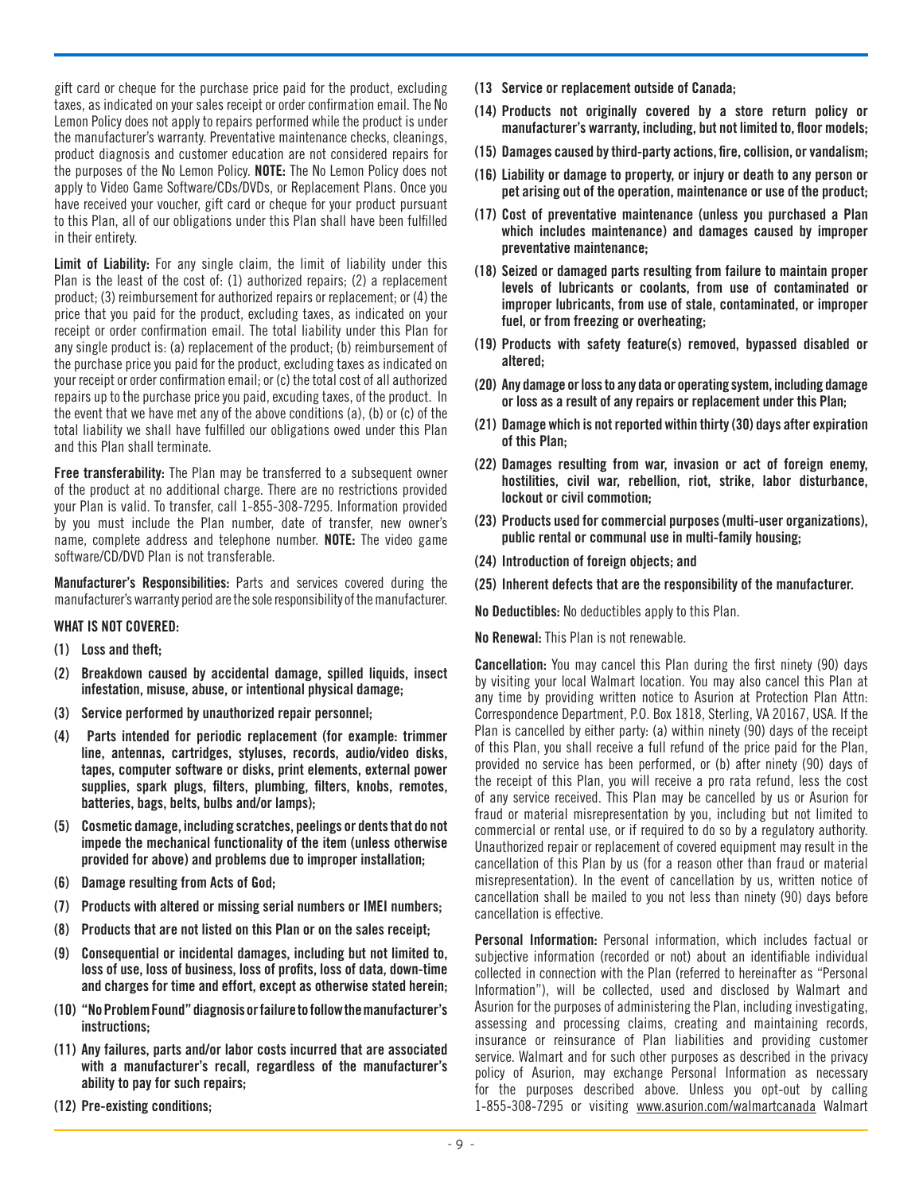gift card or cheque for the purchase price paid for the product, excluding taxes, as indicated on your sales receipt or order confirmation email. The No Lemon Policy does not apply to repairs performed while the product is under the manufacturer's warranty. Preventative maintenance checks, cleanings, product diagnosis and customer education are not considered repairs for the purposes of the No Lemon Policy. **NOTE:** The No Lemon Policy does not apply to Video Game Software/CDs/DVDs, or Replacement Plans. Once you have received your voucher, gift card or cheque for your product pursuant to this Plan, all of our obligations under this Plan shall have been fulfilled in their entirety.

**Limit of Liability:** For any single claim, the limit of liability under this Plan is the least of the cost of: (1) authorized repairs; (2) a replacement product; (3) reimbursement for authorized repairs or replacement; or (4) the price that you paid for the product, excluding taxes, as indicated on your receipt or order confirmation email. The total liability under this Plan for any single product is: (a) replacement of the product; (b) reimbursement of the purchase price you paid for the product, excluding taxes as indicated on your receipt or order confirmation email; or (c) the total cost of all authorized repairs up to the purchase price you paid, excuding taxes, of the product. In the event that we have met any of the above conditions (a), (b) or (c) of the total liability we shall have fulfilled our obligations owed under this Plan and this Plan shall terminate.

**Free transferability:** The Plan may be transferred to a subsequent owner of the product at no additional charge. There are no restrictions provided your Plan is valid. To transfer, call 1-855-308-7295. Information provided by you must include the Plan number, date of transfer, new owner's name, complete address and telephone number. **NOTE:** The video game software/CD/DVD Plan is not transferable.

**Manufacturer's Responsibilities:** Parts and services covered during the manufacturer's warranty period are the sole responsibility of the manufacturer.

**WHAT IS NOT COVERED:**

**(1) Loss and theft;**

**(2) Breakdown caused by accidental damage, spilled liquids, insect infestation, misuse, abuse, or intentional physical damage;**

**(3) Service performed by unauthorized repair personnel;**

**(4) Parts intended for periodic replacement (for example: trimmer line, antennas, cartridges, styluses, records, audio/video disks, tapes, computer software or disks, print elements, external power supplies, spark plugs, filters, plumbing, filters, knobs, remotes, batteries, bags, belts, bulbs and/or lamps);**

**(5) Cosmetic damage, including scratches, peelings or dents that do not impede the mechanical functionality of the item (unless otherwise provided for above) and problems due to improper installation;**

**(6) Damage resulting from Acts of God;**

**(7) Products with altered or missing serial numbers or IMEI numbers;**

**(8) Products that are not listed on this Plan or on the sales receipt;**

**(9) Consequential or incidental damages, including but not limited to, loss of use, loss of business, loss of profits, loss of data, down-time and charges for time and effort, except as otherwise stated herein;**

**(10) "No Problem Found" diagnosis or failure to follow the manufacturer's instructions;**

**(11) Any failures, parts and/or labor costs incurred that are associated with a manufacturer's recall, regardless of the manufacturer's ability to pay for such repairs;**

**(12) Pre-existing conditions;**

**(13 Service or replacement outside of Canada;**

**(14) Products not originally covered by a store return policy or manufacturer's warranty, including, but not limited to, floor models;**

**(15) Damages caused by third-party actions, fire, collision, or vandalism;**

**(16) Liability or damage to property, or injury or death to any person or pet arising out of the operation, maintenance or use of the product;**

**(17) Cost of preventative maintenance (unless you purchased a Plan which includes maintenance) and damages caused by improper preventative maintenance;**

**(18) Seized or damaged parts resulting from failure to maintain proper levels of lubricants or coolants, from use of contaminated or improper lubricants, from use of stale, contaminated, or improper fuel, or from freezing or overheating;**

**(19) Products with safety feature(s) removed, bypassed disabled or altered;**

**(20) Any damage or loss to any data or operating system, including damage or loss as a result of any repairs or replacement under this Plan;**

**(21) Damage which is not reported within thirty (30) days after expiration of this Plan;**

**(22) Damages resulting from war, invasion or act of foreign enemy, hostilities, civil war, rebellion, riot, strike, labor disturbance, lockout or civil commotion;**

**(23) Products used for commercial purposes (multi-user organizations), public rental or communal use in multi-family housing;**

**(24) Introduction of foreign objects; and**

**(25) Inherent defects that are the responsibility of the manufacturer.**

**No Deductibles:** No deductibles apply to this Plan.

**No Renewal:** This Plan is not renewable.

**Cancellation:** You may cancel this Plan during the first ninety (90) days by visiting your local Walmart location. You may also cancel this Plan at any time by providing written notice to Asurion at Protection Plan Attn: Correspondence Department, P.O. Box 1818, Sterling, VA 20167, USA. If the Plan is cancelled by either party: (a) within ninety (90) days of the receipt of this Plan, you shall receive a full refund of the price paid for the Plan, provided no service has been performed, or (b) after ninety (90) days of the receipt of this Plan, you will receive a pro rata refund, less the cost of any service received. This Plan may be cancelled by us or Asurion for fraud or material misrepresentation by you, including but not limited to commercial or rental use, or if required to do so by a regulatory authority. Unauthorized repair or replacement of covered equipment may result in the cancellation of this Plan by us (for a reason other than fraud or material misrepresentation). In the event of cancellation by us, written notice of cancellation shall be mailed to you not less than ninety (90) days before cancellation is effective.

**Personal Information:** Personal information, which includes factual or subjective information (recorded or not) about an identifiable individual collected in connection with the Plan (referred to hereinafter as "Personal Information"), will be collected, used and disclosed by Walmart and Asurion for the purposes of administering the Plan, including investigating, assessing and processing claims, creating and maintaining records, insurance or reinsurance of Plan liabilities and providing customer service. Walmart and for such other purposes as described in the privacy policy of Asurion, may exchange Personal Information as necessary for the purposes described above. Unless you opt-out by calling 1-855-308-7295 or visiting www.asurion.com/walmartcanada Walmart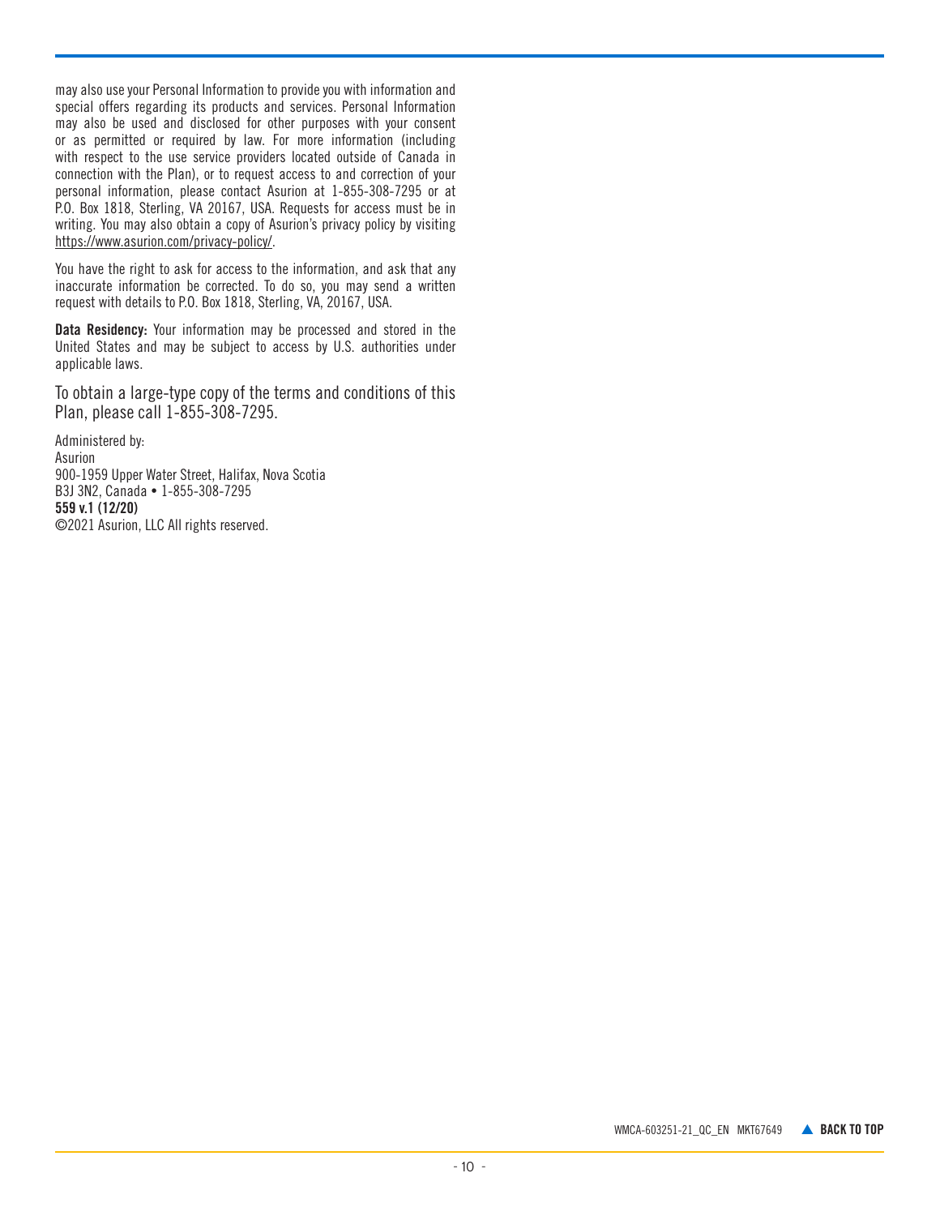may also use your Personal Information to provide you with information and special offers regarding its products and services. Personal Information may also be used and disclosed for other purposes with your consent or as permitted or required by law. For more information (including with respect to the use service providers located outside of Canada in connection with the Plan), or to request access to and correction of your personal information, please contact Asurion at 1-855-308-7295 or at P.O. Box 1818, Sterling, VA 20167, USA. Requests for access must be in writing. You may also obtain a copy of Asurion's privacy policy by visiting https://www.asurion.com/privacy-policy/.

You have the right to ask for access to the information, and ask that any inaccurate information be corrected. To do so, you may send a written request with details to P.O. Box 1818, Sterling, VA, 20167, USA.

**Data Residency:** Your information may be processed and stored in the United States and may be subject to access by U.S. authorities under applicable laws.

To obtain a large-type copy of the terms and conditions of this Plan, please call 1-855-308-7295.

Administered by:
Asurion
900-1959 Upper Water Street, Halifax, Nova Scotia
B3J 3N2, Canada • 1-855-308-7295
**559 v.1 (12/20)**
©2021 Asurion, LLC All rights reserved.

WMCA-603251-21_QC_EN MKT67649 ▲ **BACK TO TOP**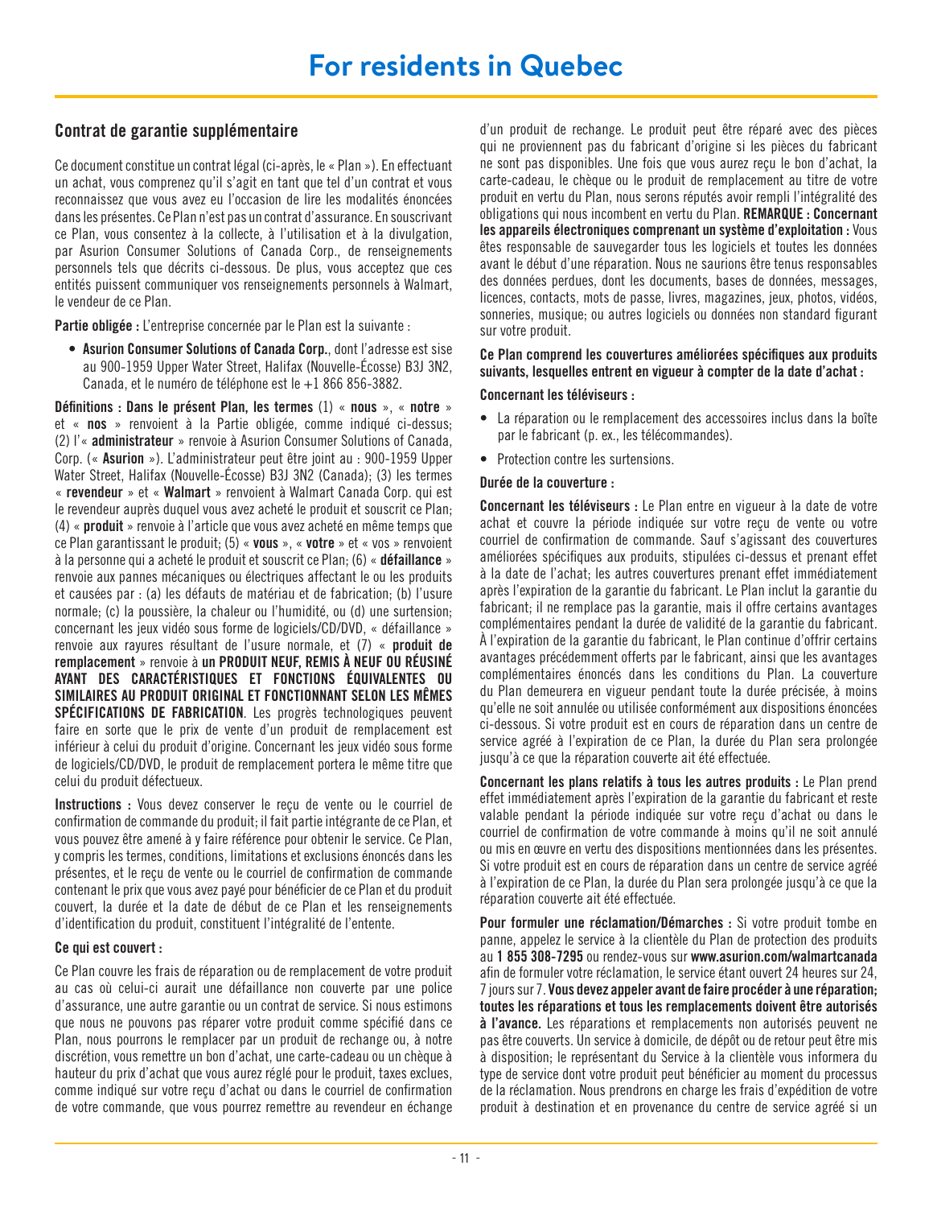# For residents in Quebec

## Contrat de garantie supplémentaire

Ce document constitue un contrat légal (ci-après, le « Plan »). En effectuant un achat, vous comprenez qu'il s'agit en tant que tel d'un contrat et vous reconnaissez que vous avez eu l'occasion de lire les modalités énoncées dans les présentes. Ce Plan n'est pas un contrat d'assurance. En souscrivant ce Plan, vous consentez à la collecte, à l'utilisation et à la divulgation, par Asurion Consumer Solutions of Canada Corp., de renseignements personnels tels que décrits ci-dessous. De plus, vous acceptez que ces entités puissent communiquer vos renseignements personnels à Walmart, le vendeur de ce Plan.

**Partie obligée :** L'entreprise concernée par le Plan est la suivante :

- **Asurion Consumer Solutions of Canada Corp.**, dont l'adresse est sise au 900-1959 Upper Water Street, Halifax (Nouvelle-Écosse) B3J 3N2, Canada, et le numéro de téléphone est le +1 866 856-3882.

**Définitions : Dans le présent Plan, les termes** (1) « **nous** », « **notre** » et « **nos** » renvoient à la Partie obligée, comme indiqué ci-dessus; (2) l'« **administrateur** » renvoie à Asurion Consumer Solutions of Canada, Corp. (« **Asurion** »). L'administrateur peut être joint au : 900-1959 Upper Water Street, Halifax (Nouvelle-Écosse) B3J 3N2 (Canada); (3) les termes « **revendeur** » et « **Walmart** » renvoient à Walmart Canada Corp. qui est le revendeur auprès duquel vous avez acheté le produit et souscrit ce Plan; (4) « **produit** » renvoie à l'article que vous avez acheté en même temps que ce Plan garantissant le produit; (5) « **vous** », « **votre** » et « vos » renvoient à la personne qui a acheté le produit et souscrit ce Plan; (6) « **défaillance** » renvoie aux pannes mécaniques ou électriques affectant le ou les produits et causées par : (a) les défauts de matériau et de fabrication; (b) l'usure normale; (c) la poussière, la chaleur ou l'humidité, ou (d) une surtension; concernant les jeux vidéo sous forme de logiciels/CD/DVD, « défaillance » renvoie aux rayures résultant de l'usure normale, et (7) « **produit de remplacement** » renvoie à **un PRODUIT NEUF, REMIS À NEUF OU RÉUSINÉ AYANT DES CARACTÉRISTIQUES ET FONCTIONS ÉQUIVALENTES OU SIMILAIRES AU PRODUIT ORIGINAL ET FONCTIONNANT SELON LES MÊMES SPÉCIFICATIONS DE FABRICATION**. Les progrès technologiques peuvent faire en sorte que le prix de vente d'un produit de remplacement est inférieur à celui du produit d'origine. Concernant les jeux vidéo sous forme de logiciels/CD/DVD, le produit de remplacement portera le même titre que celui du produit défectueux.

**Instructions :** Vous devez conserver le reçu de vente ou le courriel de confirmation de commande du produit; il fait partie intégrante de ce Plan, et vous pouvez être amené à y faire référence pour obtenir le service. Ce Plan, y compris les termes, conditions, limitations et exclusions énoncés dans les présentes, et le reçu de vente ou le courriel de confirmation de commande contenant le prix que vous avez payé pour bénéficier de ce Plan et du produit couvert, la durée et la date de début de ce Plan et les renseignements d'identification du produit, constituent l'intégralité de l'entente.

**Ce qui est couvert :**

Ce Plan couvre les frais de réparation ou de remplacement de votre produit au cas où celui-ci aurait une défaillance non couverte par une police d'assurance, une autre garantie ou un contrat de service. Si nous estimons que nous ne pouvons pas réparer votre produit comme spécifié dans ce Plan, nous pourrons le remplacer par un produit de rechange ou, à notre discrétion, vous remettre un bon d'achat, une carte-cadeau ou un chèque à hauteur du prix d'achat que vous aurez réglé pour le produit, taxes exclues, comme indiqué sur votre reçu d'achat ou dans le courriel de confirmation de votre commande, que vous pourrez remettre au revendeur en échange d'un produit de rechange. Le produit peut être réparé avec des pièces qui ne proviennent pas du fabricant d'origine si les pièces du fabricant ne sont pas disponibles. Une fois que vous aurez reçu le bon d'achat, la carte-cadeau, le chèque ou le produit de remplacement au titre de votre produit en vertu du Plan, nous serons réputés avoir rempli l'intégralité des obligations qui nous incombent en vertu du Plan. **REMARQUE : Concernant les appareils électroniques comprenant un système d'exploitation :** Vous êtes responsable de sauvegarder tous les logiciels et toutes les données avant le début d'une réparation. Nous ne saurions être tenus responsables des données perdues, dont les documents, bases de données, messages, licences, contacts, mots de passe, livres, magazines, jeux, photos, vidéos, sonneries, musique; ou autres logiciels ou données non standard figurant sur votre produit.

**Ce Plan comprend les couvertures améliorées spécifiques aux produits suivants, lesquelles entrent en vigueur à compter de la date d'achat :**

**Concernant les téléviseurs :**

- La réparation ou le remplacement des accessoires inclus dans la boîte par le fabricant (p. ex., les télécommandes).
- Protection contre les surtensions.

**Durée de la couverture :**

**Concernant les téléviseurs :** Le Plan entre en vigueur à la date de votre achat et couvre la période indiquée sur votre reçu de vente ou votre courriel de confirmation de commande. Sauf s'agissant des couvertures améliorées spécifiques aux produits, stipulées ci-dessus et prenant effet à la date de l'achat; les autres couvertures prenant effet immédiatement après l'expiration de la garantie du fabricant. Le Plan inclut la garantie du fabricant; il ne remplace pas la garantie, mais il offre certains avantages complémentaires pendant la durée de validité de la garantie du fabricant. À l'expiration de la garantie du fabricant, le Plan continue d'offrir certains avantages précédemment offerts par le fabricant, ainsi que les avantages complémentaires énoncés dans les conditions du Plan. La couverture du Plan demeurera en vigueur pendant toute la durée précisée, à moins qu'elle ne soit annulée ou utilisée conformément aux dispositions énoncées ci-dessous. Si votre produit est en cours de réparation dans un centre de service agréé à l'expiration de ce Plan, la durée du Plan sera prolongée jusqu'à ce que la réparation couverte ait été effectuée.

**Concernant les plans relatifs à tous les autres produits :** Le Plan prend effet immédiatement après l'expiration de la garantie du fabricant et reste valable pendant la période indiquée sur votre reçu d'achat ou dans le courriel de confirmation de votre commande à moins qu'il ne soit annulé ou mis en œuvre en vertu des dispositions mentionnées dans les présentes. Si votre produit est en cours de réparation dans un centre de service agréé à l'expiration de ce Plan, la durée du Plan sera prolongée jusqu'à ce que la réparation couverte ait été effectuée.

**Pour formuler une réclamation/Démarches :** Si votre produit tombe en panne, appelez le service à la clientèle du Plan de protection des produits au **1 855 308-7295** ou rendez-vous sur **www.asurion.com/walmartcanada** afin de formuler votre réclamation, le service étant ouvert 24 heures sur 24, 7 jours sur 7. **Vous devez appeler avant de faire procéder à une réparation; toutes les réparations et tous les remplacements doivent être autorisés à l'avance.** Les réparations et remplacements non autorisés peuvent ne pas être couverts. Un service à domicile, de dépôt ou de retour peut être mis à disposition; le représentant du Service à la clientèle vous informera du type de service dont votre produit peut bénéficier au moment du processus de la réclamation. Nous prendrons en charge les frais d'expédition de votre produit à destination et en provenance du centre de service agréé si un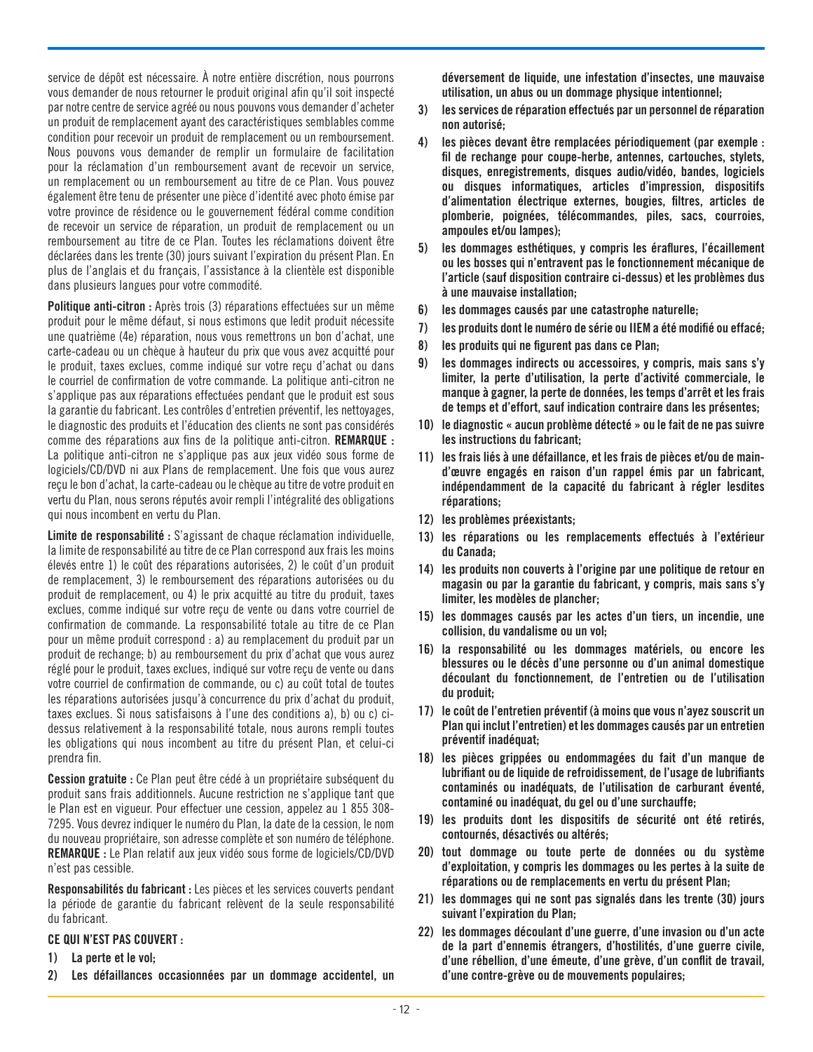service de dépôt est nécessaire. À notre entière discrétion, nous pourrons vous demander de nous retourner le produit original afin qu'il soit inspecté par notre centre de service agréé ou nous pouvons vous demander d'acheter un produit de remplacement ayant des caractéristiques semblables comme condition pour recevoir un produit de remplacement ou un remboursement. Nous pouvons vous demander de remplir un formulaire de facilitation pour la réclamation d'un remboursement avant de recevoir un service, un remplacement ou un remboursement au titre de ce Plan. Vous pouvez également être tenu de présenter une pièce d'identité avec photo émise par votre province de résidence ou le gouvernement fédéral comme condition de recevoir un service de réparation, un produit de remplacement ou un remboursement au titre de ce Plan. Toutes les réclamations doivent être déclarées dans les trente (30) jours suivant l'expiration du présent Plan. En plus de l'anglais et du français, l'assistance à la clientèle est disponible dans plusieurs langues pour votre commodité.

**Politique anti-citron :** Après trois (3) réparations effectuées sur un même produit pour le même défaut, si nous estimons que ledit produit nécessite une quatrième (4e) réparation, nous vous remettrons un bon d'achat, une carte-cadeau ou un chèque à hauteur du prix que vous avez acquitté pour le produit, taxes exclues, comme indiqué sur votre reçu d'achat ou dans le courriel de confirmation de votre commande. La politique anti-citron ne s'applique pas aux réparations effectuées pendant que le produit est sous la garantie du fabricant. Les contrôles d'entretien préventif, les nettoyages, le diagnostic des produits et l'éducation des clients ne sont pas considérés comme des réparations aux fins de la politique anti-citron. **REMARQUE :** La politique anti-citron ne s'applique pas aux jeux vidéo sous forme de logiciels/CD/DVD ni aux Plans de remplacement. Une fois que vous aurez reçu le bon d'achat, la carte-cadeau ou le chèque au titre de votre produit en vertu du Plan, nous serons réputés avoir rempli l'intégralité des obligations qui nous incombent en vertu du Plan.

**Limite de responsabilité :** S'agissant de chaque réclamation individuelle, la limite de responsabilité au titre de ce Plan correspond aux frais les moins élevés entre 1) le coût des réparations autorisées, 2) le coût d'un produit de remplacement, 3) le remboursement des réparations autorisées ou du produit de remplacement, ou 4) le prix acquitté au titre du produit, taxes exclues, comme indiqué sur votre reçu de vente ou dans votre courriel de confirmation de commande. La responsabilité totale au titre de ce Plan pour un même produit correspond : a) au remplacement du produit par un produit de rechange; b) au remboursement du prix d'achat que vous aurez réglé pour le produit, taxes exclues, indiqué sur votre reçu de vente ou dans votre courriel de confirmation de commande, ou c) au coût total de toutes les réparations autorisées jusqu'à concurrence du prix d'achat du produit, taxes exclues. Si nous satisfaisons à l'une des conditions a), b) ou c) ci-dessus relativement à la responsabilité totale, nous aurons rempli toutes les obligations qui nous incombent au titre du présent Plan, et celui-ci prendra fin.

**Cession gratuite :** Ce Plan peut être cédé à un propriétaire subséquent du produit sans frais additionnels. Aucune restriction ne s'applique tant que le Plan est en vigueur. Pour effectuer une cession, appelez au 1 855 308-7295. Vous devrez indiquer le numéro du Plan, la date de la cession, le nom du nouveau propriétaire, son adresse complète et son numéro de téléphone. **REMARQUE :** Le Plan relatif aux jeux vidéo sous forme de logiciels/CD/DVD n'est pas cessible.

**Responsabilités du fabricant :** Les pièces et les services couverts pendant la période de garantie du fabricant relèvent de la seule responsabilité du fabricant.

**CE QUI N'EST PAS COUVERT :**

1) **La perte et le vol;**
2) **Les défaillances occasionnées par un dommage accidentel, un déversement de liquide, une infestation d'insectes, une mauvaise utilisation, un abus ou un dommage physique intentionnel;**
3) **les services de réparation effectués par un personnel de réparation non autorisé;**
4) **les pièces devant être remplacées périodiquement (par exemple : fil de rechange pour coupe-herbe, antennes, cartouches, stylets, disques, enregistrements, disques audio/vidéo, bandes, logiciels ou disques informatiques, articles d'impression, dispositifs d'alimentation électrique externes, bougies, filtres, articles de plomberie, poignées, télécommandes, piles, sacs, courroies, ampoules et/ou lampes);**
5) **les dommages esthétiques, y compris les éraflures, l'écaillement ou les bosses qui n'entravent pas le fonctionnement mécanique de l'article (sauf disposition contraire ci-dessus) et les problèmes dus à une mauvaise installation;**
6) **les dommages causés par une catastrophe naturelle;**
7) **les produits dont le numéro de série ou IIEM a été modifié ou effacé;**
8) **les produits qui ne figurent pas dans ce Plan;**
9) **les dommages indirects ou accessoires, y compris, mais sans s'y limiter, la perte d'utilisation, la perte d'activité commerciale, le manque à gagner, la perte de données, les temps d'arrêt et les frais de temps et d'effort, sauf indication contraire dans les présentes;**
10) **le diagnostic « aucun problème détecté » ou le fait de ne pas suivre les instructions du fabricant;**
11) **les frais liés à une défaillance, et les frais de pièces et/ou de main-d'œuvre engagés en raison d'un rappel émis par un fabricant, indépendamment de la capacité du fabricant à régler lesdites réparations;**
12) **les problèmes préexistants;**
13) **les réparations ou les remplacements effectués à l'extérieur du Canada;**
14) **les produits non couverts à l'origine par une politique de retour en magasin ou par la garantie du fabricant, y compris, mais sans s'y limiter, les modèles de plancher;**
15) **les dommages causés par les actes d'un tiers, un incendie, une collision, du vandalisme ou un vol;**
16) **la responsabilité ou les dommages matériels, ou encore les blessures ou le décès d'une personne ou d'un animal domestique découlant du fonctionnement, de l'entretien ou de l'utilisation du produit;**
17) **le coût de l'entretien préventif (à moins que vous n'ayez souscrit un Plan qui inclut l'entretien) et les dommages causés par un entretien préventif inadéquat;**
18) **les pièces grippées ou endommagées du fait d'un manque de lubrifiant ou de liquide de refroidissement, de l'usage de lubrifiants contaminés ou inadéquats, de l'utilisation de carburant éventé, contaminé ou inadéquat, du gel ou d'une surchauffe;**
19) **les produits dont les dispositifs de sécurité ont été retirés, contournés, désactivés ou altérés;**
20) **tout dommage ou toute perte de données ou du système d'exploitation, y compris les dommages ou les pertes à la suite de réparations ou de remplacements en vertu du présent Plan;**
21) **les dommages qui ne sont pas signalés dans les trente (30) jours suivant l'expiration du Plan;**
22) **les dommages découlant d'une guerre, d'une invasion ou d'un acte de la part d'ennemis étrangers, d'hostilités, d'une guerre civile, d'une rébellion, d'une émeute, d'une grève, d'un conflit de travail, d'une contre-grève ou de mouvements populaires;**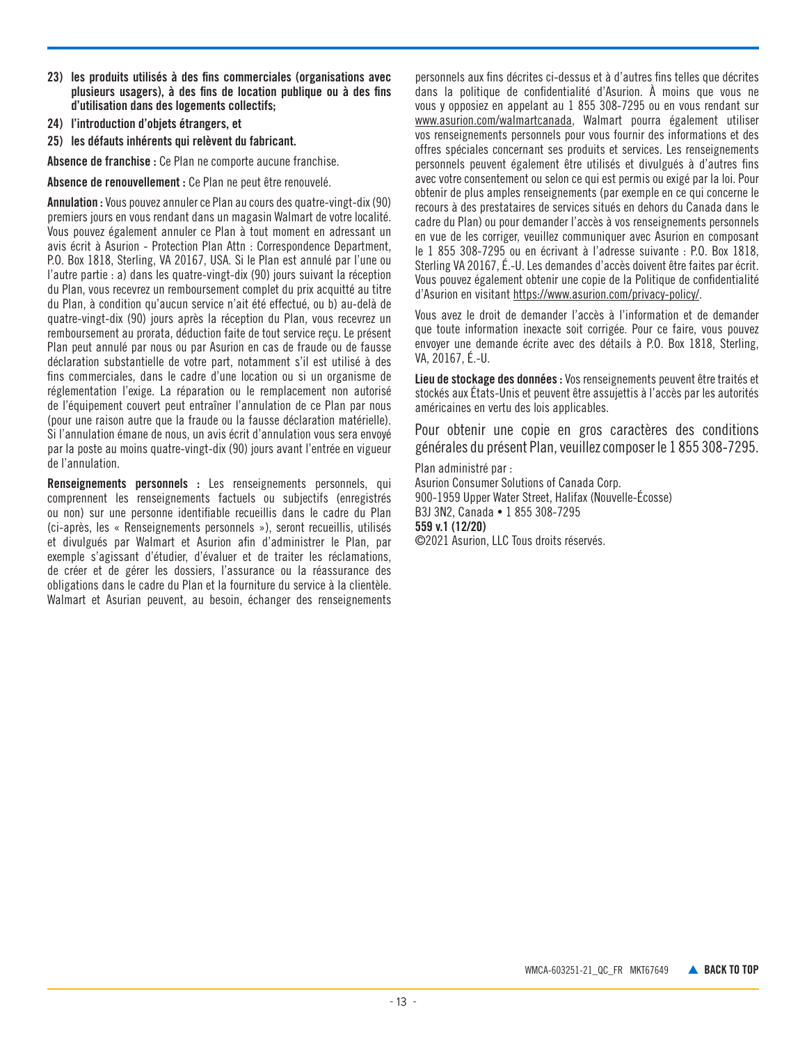23) **les produits utilisés à des fins commerciales (organisations avec plusieurs usagers), à des fins de location publique ou à des fins d'utilisation dans des logements collectifs;**
24) **l'introduction d'objets étrangers, et**
25) **les défauts inhérents qui relèvent du fabricant.**

**Absence de franchise :** Ce Plan ne comporte aucune franchise.

**Absence de renouvellement :** Ce Plan ne peut être renouvelé.

**Annulation :** Vous pouvez annuler ce Plan au cours des quatre-vingt-dix (90) premiers jours en vous rendant dans un magasin Walmart de votre localité. Vous pouvez également annuler ce Plan à tout moment en adressant un avis écrit à Asurion - Protection Plan Attn : Correspondence Department, P.O. Box 1818, Sterling, VA 20167, USA. Si le Plan est annulé par l'une ou l'autre partie : a) dans les quatre-vingt-dix (90) jours suivant la réception du Plan, vous recevrez un remboursement complet du prix acquitté au titre du Plan, à condition qu'aucun service n'ait été effectué, ou b) au-delà de quatre-vingt-dix (90) jours après la réception du Plan, vous recevrez un remboursement au prorata, déduction faite de tout service reçu. Le présent Plan peut annulé par nous ou par Asurion en cas de fraude ou de fausse déclaration substantielle de votre part, notamment s'il est utilisé à des fins commerciales, dans le cadre d'une location ou si un organisme de réglementation l'exige. La réparation ou le remplacement non autorisé de l'équipement couvert peut entraîner l'annulation de ce Plan par nous (pour une raison autre que la fraude ou la fausse déclaration matérielle). Si l'annulation émane de nous, un avis écrit d'annulation vous sera envoyé par la poste au moins quatre-vingt-dix (90) jours avant l'entrée en vigueur de l'annulation.

**Renseignements personnels :** Les renseignements personnels, qui comprennent les renseignements factuels ou subjectifs (enregistrés ou non) sur une personne identifiable recueillis dans le cadre du Plan (ci-après, les « Renseignements personnels »), seront recueillis, utilisés et divulgués par Walmart et Asurion afin d'administrer le Plan, par exemple s'agissant d'étudier, d'évaluer et de traiter les réclamations, de créer et de gérer les dossiers, l'assurance ou la réassurance des obligations dans le cadre du Plan et la fourniture du service à la clientèle. Walmart et Asurian peuvent, au besoin, échanger des renseignements personnels aux fins décrites ci-dessus et à d'autres fins telles que décrites dans la politique de confidentialité d'Asurion. À moins que vous ne vous y opposiez en appelant au 1 855 308-7295 ou en vous rendant sur www.asurion.com/walmartcanada, Walmart pourra également utiliser vos renseignements personnels pour vous fournir des informations et des offres spéciales concernant ses produits et services. Les renseignements personnels peuvent également être utilisés et divulgués à d'autres fins avec votre consentement ou selon ce qui est permis ou exigé par la loi. Pour obtenir de plus amples renseignements (par exemple en ce qui concerne le recours à des prestataires de services situés en dehors du Canada dans le cadre du Plan) ou pour demander l'accès à vos renseignements personnels en vue de les corriger, veuillez communiquer avec Asurion en composant le 1 855 308-7295 ou en écrivant à l'adresse suivante : P.O. Box 1818, Sterling VA 20167, É.-U. Les demandes d'accès doivent être faites par écrit. Vous pouvez également obtenir une copie de la Politique de confidentialité d'Asurion en visitant https://www.asurion.com/privacy-policy/.

Vous avez le droit de demander l'accès à l'information et de demander que toute information inexacte soit corrigée. Pour ce faire, vous pouvez envoyer une demande écrite avec des détails à P.O. Box 1818, Sterling, VA, 20167, É.-U.

**Lieu de stockage des données :** Vos renseignements peuvent être traités et stockés aux États-Unis et peuvent être assujettis à l'accès par les autorités américaines en vertu des lois applicables.

Pour obtenir une copie en gros caractères des conditions générales du présent Plan, veuillez composer le 1 855 308-7295.

Plan administré par :
Asurion Consumer Solutions of Canada Corp.
900-1959 Upper Water Street, Halifax (Nouvelle-Écosse)
B3J 3N2, Canada • 1 855 308-7295
**559 v.1 (12/20)**
©2021 Asurion, LLC Tous droits réservés.

WMCA-603251-21_QC_FR MKT67649 ▲ **BACK TO TOP**